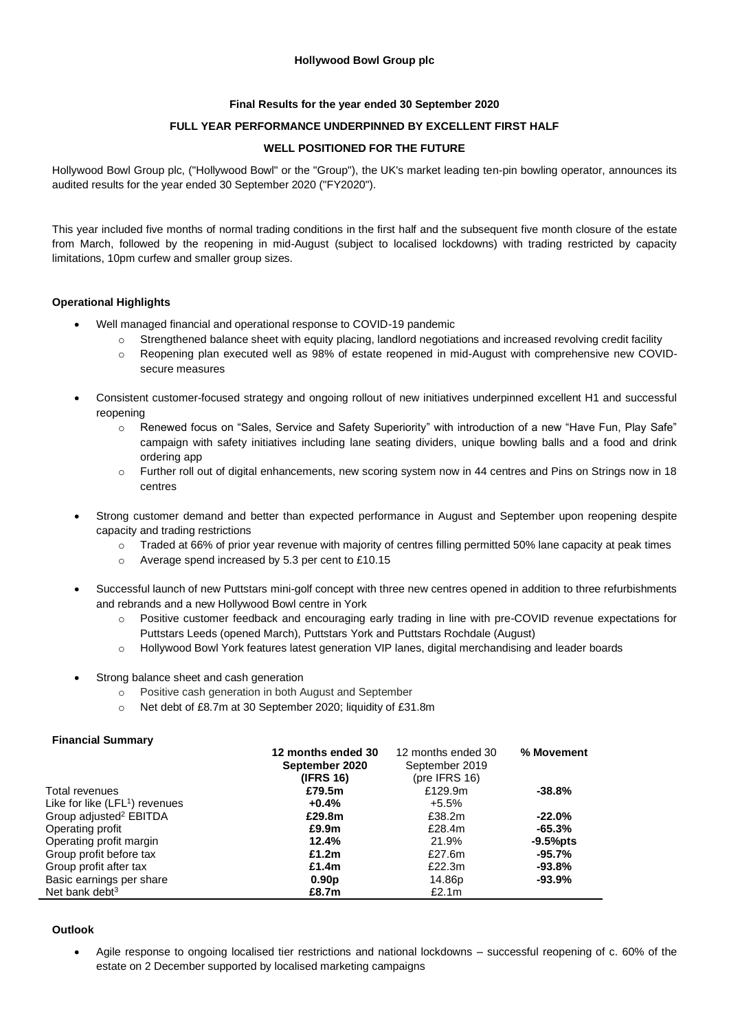**Hollywood Bowl Group plc**

**Final Results for the year ended 30 September 2020**

**FULL YEAR PERFORMANCE UNDERPINNED BY EXCELLENT FIRST HALF**

**WELL POSITIONED FOR THE FUTURE**

Hollywood Bowl Group plc, ("Hollywood Bowl" or the "Group"), the UK's market leading ten-pin bowling operator, announces its audited results for the year ended 30 September 2020 ("FY2020").

This year included five months of normal trading conditions in the first half and the subsequent five month closure of the estate from March, followed by the reopening in mid-August (subject to localised lockdowns) with trading restricted by capacity limitations, 10pm curfew and smaller group sizes.

### Operational Highlights

- Well managed financial and operational response to COVID-19 pandemic
  - Strengthened balance sheet with equity placing, landlord negotiations and increased revolving credit facility
  - Reopening plan executed well as 98% of estate reopened in mid-August with comprehensive new COVID-secure measures
- Consistent customer-focused strategy and ongoing rollout of new initiatives underpinned excellent H1 and successful reopening
  - Renewed focus on "Sales, Service and Safety Superiority" with introduction of a new "Have Fun, Play Safe" campaign with safety initiatives including lane seating dividers, unique bowling balls and a food and drink ordering app
  - Further roll out of digital enhancements, new scoring system now in 44 centres and Pins on Strings now in 18 centres
- Strong customer demand and better than expected performance in August and September upon reopening despite capacity and trading restrictions
  - Traded at 66% of prior year revenue with majority of centres filling permitted 50% lane capacity at peak times
  - Average spend increased by 5.3 per cent to £10.15
- Successful launch of new Puttstars mini-golf concept with three new centres opened in addition to three refurbishments and rebrands and a new Hollywood Bowl centre in York
  - Positive customer feedback and encouraging early trading in line with pre-COVID revenue expectations for Puttstars Leeds (opened March), Puttstars York and Puttstars Rochdale (August)
  - Hollywood Bowl York features latest generation VIP lanes, digital merchandising and leader boards
- Strong balance sheet and cash generation
  - Positive cash generation in both August and September
  - Net debt of £8.7m at 30 September 2020; liquidity of £31.8m

### Financial Summary

| | **12 months ended 30 September 2020 (IFRS 16)** | 12 months ended 30 September 2019 (pre IFRS 16) | **% Movement** |
|---|---|---|---|
| Total revenues | **£79.5m** | £129.9m | **-38.8%** |
| Like for like (LFL[1]) revenues | **+0.4%** | +5.5% | |
| Group adjusted[2] EBITDA | **£29.8m** | £38.2m | **-22.0%** |
| Operating profit | **£9.9m** | £28.4m | **-65.3%** |
| Operating profit margin | **12.4%** | 21.9% | **-9.5%pts** |
| Group profit before tax | **£1.2m** | £27.6m | **-95.7%** |
| Group profit after tax | **£1.4m** | £22.3m | **-93.8%** |
| Basic earnings per share | **0.90p** | 14.86p | **-93.9%** |
| Net bank debt[3] | **£8.7m** | £2.1m | |

### Outlook

- Agile response to ongoing localised tier restrictions and national lockdowns – successful reopening of c. 60% of the estate on 2 December supported by localised marketing campaigns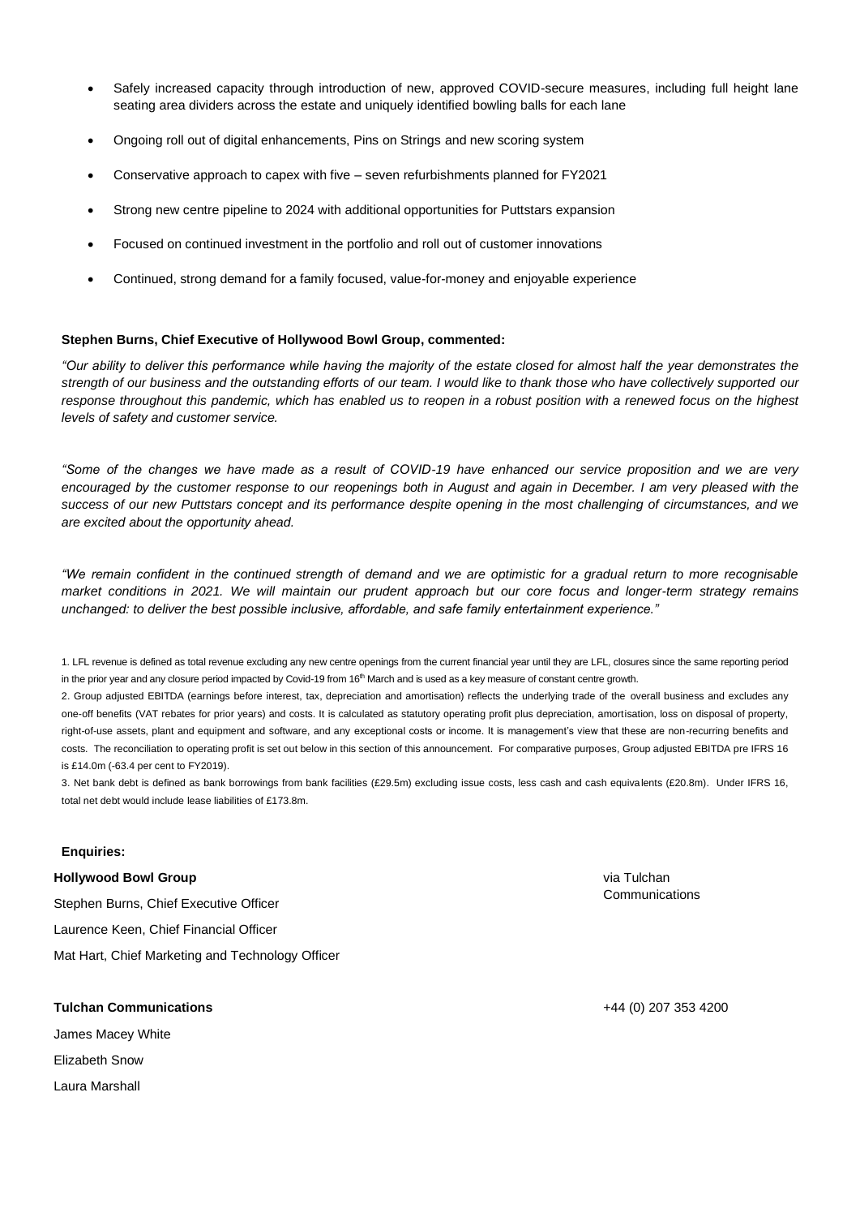- Safely increased capacity through introduction of new, approved COVID-secure measures, including full height lane seating area dividers across the estate and uniquely identified bowling balls for each lane
- Ongoing roll out of digital enhancements, Pins on Strings and new scoring system
- Conservative approach to capex with five – seven refurbishments planned for FY2021
- Strong new centre pipeline to 2024 with additional opportunities for Puttstars expansion
- Focused on continued investment in the portfolio and roll out of customer innovations
- Continued, strong demand for a family focused, value-for-money and enjoyable experience

**Stephen Burns, Chief Executive of Hollywood Bowl Group, commented:**

*"Our ability to deliver this performance while having the majority of the estate closed for almost half the year demonstrates the strength of our business and the outstanding efforts of our team. I would like to thank those who have collectively supported our response throughout this pandemic, which has enabled us to reopen in a robust position with a renewed focus on the highest levels of safety and customer service.*

*"Some of the changes we have made as a result of COVID-19 have enhanced our service proposition and we are very encouraged by the customer response to our reopenings both in August and again in December. I am very pleased with the success of our new Puttstars concept and its performance despite opening in the most challenging of circumstances, and we are excited about the opportunity ahead.*

*"We remain confident in the continued strength of demand and we are optimistic for a gradual return to more recognisable market conditions in 2021. We will maintain our prudent approach but our core focus and longer-term strategy remains unchanged: to deliver the best possible inclusive, affordable, and safe family entertainment experience."*

1. LFL revenue is defined as total revenue excluding any new centre openings from the current financial year until they are LFL, closures since the same reporting period in the prior year and any closure period impacted by Covid-19 from 16th March and is used as a key measure of constant centre growth.

2. Group adjusted EBITDA (earnings before interest, tax, depreciation and amortisation) reflects the underlying trade of the overall business and excludes any one-off benefits (VAT rebates for prior years) and costs. It is calculated as statutory operating profit plus depreciation, amortisation, loss on disposal of property, right-of-use assets, plant and equipment and software, and any exceptional costs or income. It is management's view that these are non-recurring benefits and costs. The reconciliation to operating profit is set out below in this section of this announcement. For comparative purposes, Group adjusted EBITDA pre IFRS 16 is £14.0m (-63.4 per cent to FY2019).

3. Net bank debt is defined as bank borrowings from bank facilities (£29.5m) excluding issue costs, less cash and cash equivalents (£20.8m). Under IFRS 16, total net debt would include lease liabilities of £173.8m.

**Enquiries:**

**Hollywood Bowl Group** — via Tulchan Communications

Stephen Burns, Chief Executive Officer

Laurence Keen, Chief Financial Officer

Mat Hart, Chief Marketing and Technology Officer

**Tulchan Communications** — +44 (0) 207 353 4200

James Macey White

Elizabeth Snow

Laura Marshall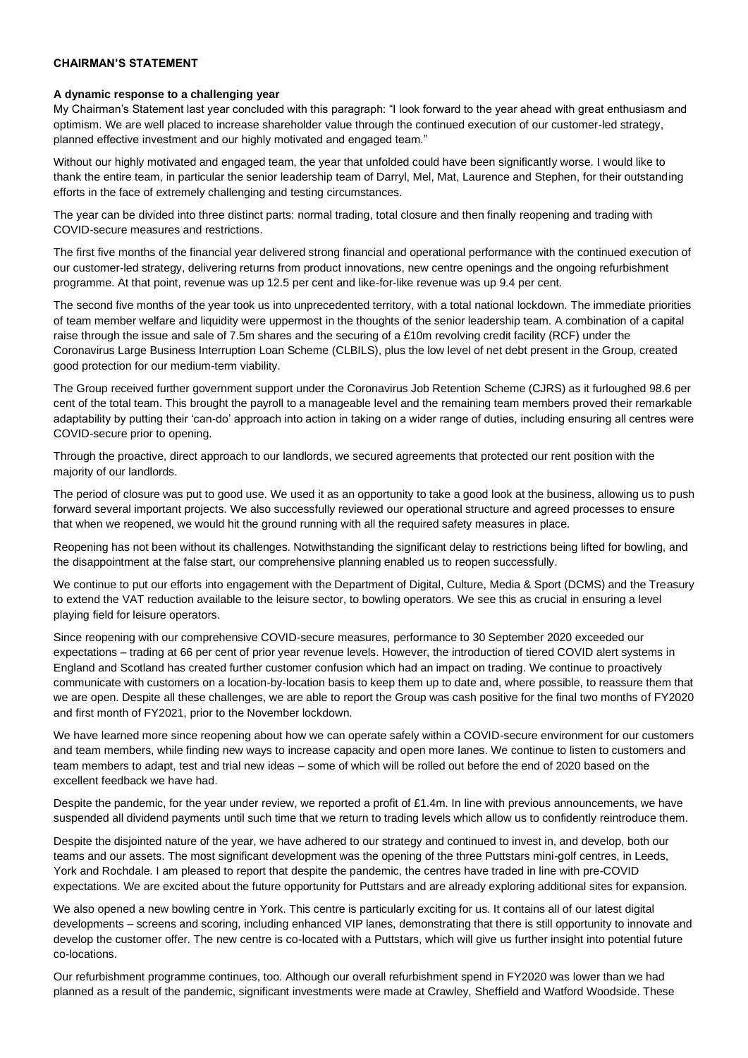**CHAIRMAN'S STATEMENT**

**A dynamic response to a challenging year**

My Chairman's Statement last year concluded with this paragraph: "I look forward to the year ahead with great enthusiasm and optimism. We are well placed to increase shareholder value through the continued execution of our customer-led strategy, planned effective investment and our highly motivated and engaged team."

Without our highly motivated and engaged team, the year that unfolded could have been significantly worse. I would like to thank the entire team, in particular the senior leadership team of Darryl, Mel, Mat, Laurence and Stephen, for their outstanding efforts in the face of extremely challenging and testing circumstances.

The year can be divided into three distinct parts: normal trading, total closure and then finally reopening and trading with COVID-secure measures and restrictions.

The first five months of the financial year delivered strong financial and operational performance with the continued execution of our customer-led strategy, delivering returns from product innovations, new centre openings and the ongoing refurbishment programme. At that point, revenue was up 12.5 per cent and like-for-like revenue was up 9.4 per cent.

The second five months of the year took us into unprecedented territory, with a total national lockdown. The immediate priorities of team member welfare and liquidity were uppermost in the thoughts of the senior leadership team. A combination of a capital raise through the issue and sale of 7.5m shares and the securing of a £10m revolving credit facility (RCF) under the Coronavirus Large Business Interruption Loan Scheme (CLBILS), plus the low level of net debt present in the Group, created good protection for our medium-term viability.

The Group received further government support under the Coronavirus Job Retention Scheme (CJRS) as it furloughed 98.6 per cent of the total team. This brought the payroll to a manageable level and the remaining team members proved their remarkable adaptability by putting their 'can-do' approach into action in taking on a wider range of duties, including ensuring all centres were COVID-secure prior to opening.

Through the proactive, direct approach to our landlords, we secured agreements that protected our rent position with the majority of our landlords.

The period of closure was put to good use. We used it as an opportunity to take a good look at the business, allowing us to push forward several important projects. We also successfully reviewed our operational structure and agreed processes to ensure that when we reopened, we would hit the ground running with all the required safety measures in place.

Reopening has not been without its challenges. Notwithstanding the significant delay to restrictions being lifted for bowling, and the disappointment at the false start, our comprehensive planning enabled us to reopen successfully.

We continue to put our efforts into engagement with the Department of Digital, Culture, Media & Sport (DCMS) and the Treasury to extend the VAT reduction available to the leisure sector, to bowling operators. We see this as crucial in ensuring a level playing field for leisure operators.

Since reopening with our comprehensive COVID-secure measures, performance to 30 September 2020 exceeded our expectations – trading at 66 per cent of prior year revenue levels. However, the introduction of tiered COVID alert systems in England and Scotland has created further customer confusion which had an impact on trading. We continue to proactively communicate with customers on a location-by-location basis to keep them up to date and, where possible, to reassure them that we are open. Despite all these challenges, we are able to report the Group was cash positive for the final two months of FY2020 and first month of FY2021, prior to the November lockdown.

We have learned more since reopening about how we can operate safely within a COVID-secure environment for our customers and team members, while finding new ways to increase capacity and open more lanes. We continue to listen to customers and team members to adapt, test and trial new ideas – some of which will be rolled out before the end of 2020 based on the excellent feedback we have had.

Despite the pandemic, for the year under review, we reported a profit of £1.4m. In line with previous announcements, we have suspended all dividend payments until such time that we return to trading levels which allow us to confidently reintroduce them.

Despite the disjointed nature of the year, we have adhered to our strategy and continued to invest in, and develop, both our teams and our assets. The most significant development was the opening of the three Puttstars mini-golf centres, in Leeds, York and Rochdale. I am pleased to report that despite the pandemic, the centres have traded in line with pre-COVID expectations. We are excited about the future opportunity for Puttstars and are already exploring additional sites for expansion.

We also opened a new bowling centre in York. This centre is particularly exciting for us. It contains all of our latest digital developments – screens and scoring, including enhanced VIP lanes, demonstrating that there is still opportunity to innovate and develop the customer offer. The new centre is co-located with a Puttstars, which will give us further insight into potential future co-locations.

Our refurbishment programme continues, too. Although our overall refurbishment spend in FY2020 was lower than we had planned as a result of the pandemic, significant investments were made at Crawley, Sheffield and Watford Woodside. These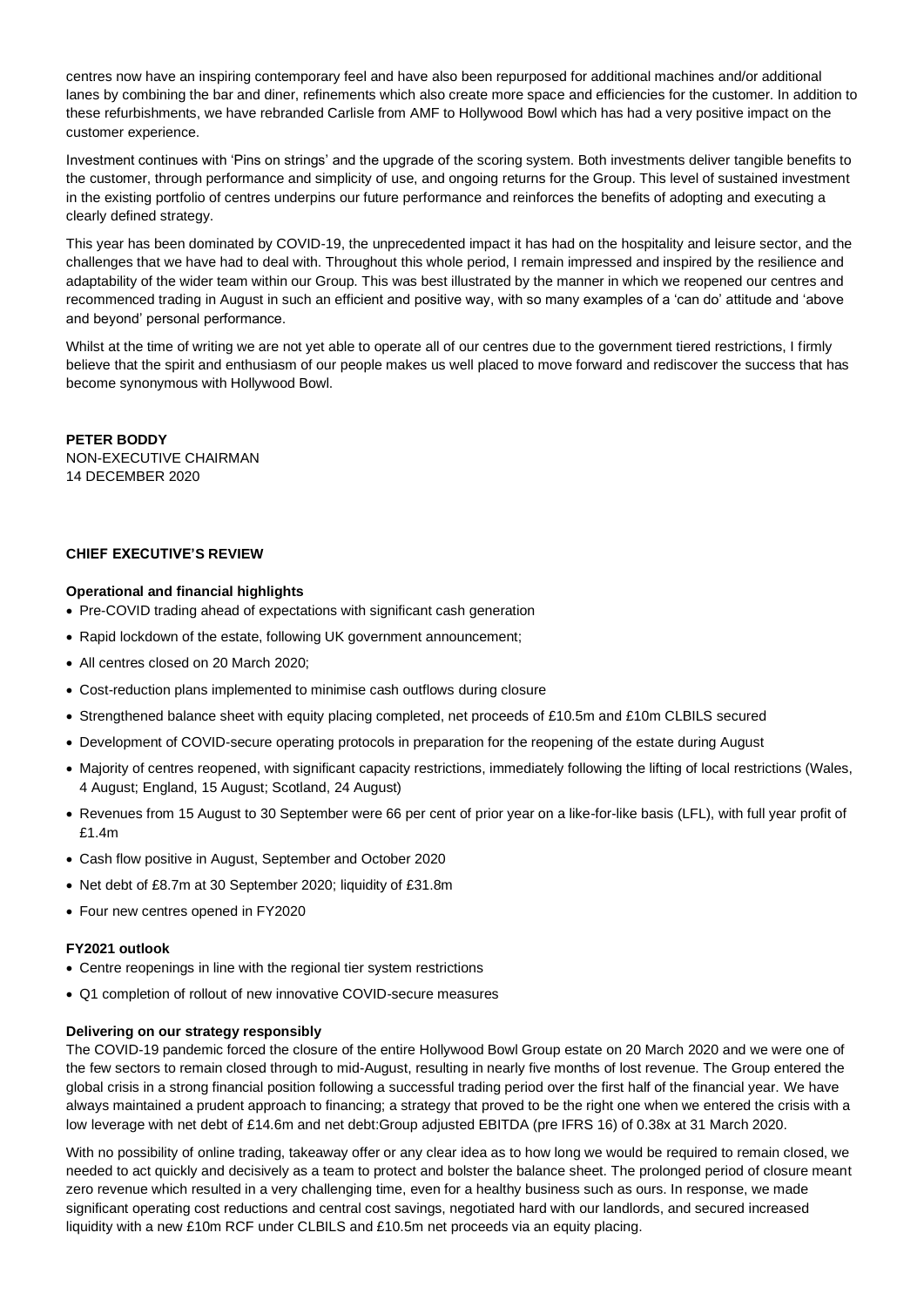centres now have an inspiring contemporary feel and have also been repurposed for additional machines and/or additional lanes by combining the bar and diner, refinements which also create more space and efficiencies for the customer. In addition to these refurbishments, we have rebranded Carlisle from AMF to Hollywood Bowl which has had a very positive impact on the customer experience.

Investment continues with 'Pins on strings' and the upgrade of the scoring system. Both investments deliver tangible benefits to the customer, through performance and simplicity of use, and ongoing returns for the Group. This level of sustained investment in the existing portfolio of centres underpins our future performance and reinforces the benefits of adopting and executing a clearly defined strategy.

This year has been dominated by COVID-19, the unprecedented impact it has had on the hospitality and leisure sector, and the challenges that we have had to deal with. Throughout this whole period, I remain impressed and inspired by the resilience and adaptability of the wider team within our Group. This was best illustrated by the manner in which we reopened our centres and recommenced trading in August in such an efficient and positive way, with so many examples of a 'can do' attitude and 'above and beyond' personal performance.

Whilst at the time of writing we are not yet able to operate all of our centres due to the government tiered restrictions, I firmly believe that the spirit and enthusiasm of our people makes us well placed to move forward and rediscover the success that has become synonymous with Hollywood Bowl.

**PETER BODDY**
NON-EXECUTIVE CHAIRMAN
14 DECEMBER 2020

## CHIEF EXECUTIVE'S REVIEW

### Operational and financial highlights

- Pre-COVID trading ahead of expectations with significant cash generation
- Rapid lockdown of the estate, following UK government announcement;
- All centres closed on 20 March 2020;
- Cost-reduction plans implemented to minimise cash outflows during closure
- Strengthened balance sheet with equity placing completed, net proceeds of £10.5m and £10m CLBILS secured
- Development of COVID-secure operating protocols in preparation for the reopening of the estate during August
- Majority of centres reopened, with significant capacity restrictions, immediately following the lifting of local restrictions (Wales, 4 August; England, 15 August; Scotland, 24 August)
- Revenues from 15 August to 30 September were 66 per cent of prior year on a like-for-like basis (LFL), with full year profit of £1.4m
- Cash flow positive in August, September and October 2020
- Net debt of £8.7m at 30 September 2020; liquidity of £31.8m
- Four new centres opened in FY2020

### FY2021 outlook

- Centre reopenings in line with the regional tier system restrictions
- Q1 completion of rollout of new innovative COVID-secure measures

### Delivering on our strategy responsibly

The COVID-19 pandemic forced the closure of the entire Hollywood Bowl Group estate on 20 March 2020 and we were one of the few sectors to remain closed through to mid-August, resulting in nearly five months of lost revenue. The Group entered the global crisis in a strong financial position following a successful trading period over the first half of the financial year. We have always maintained a prudent approach to financing; a strategy that proved to be the right one when we entered the crisis with a low leverage with net debt of £14.6m and net debt:Group adjusted EBITDA (pre IFRS 16) of 0.38x at 31 March 2020.

With no possibility of online trading, takeaway offer or any clear idea as to how long we would be required to remain closed, we needed to act quickly and decisively as a team to protect and bolster the balance sheet. The prolonged period of closure meant zero revenue which resulted in a very challenging time, even for a healthy business such as ours. In response, we made significant operating cost reductions and central cost savings, negotiated hard with our landlords, and secured increased liquidity with a new £10m RCF under CLBILS and £10.5m net proceeds via an equity placing.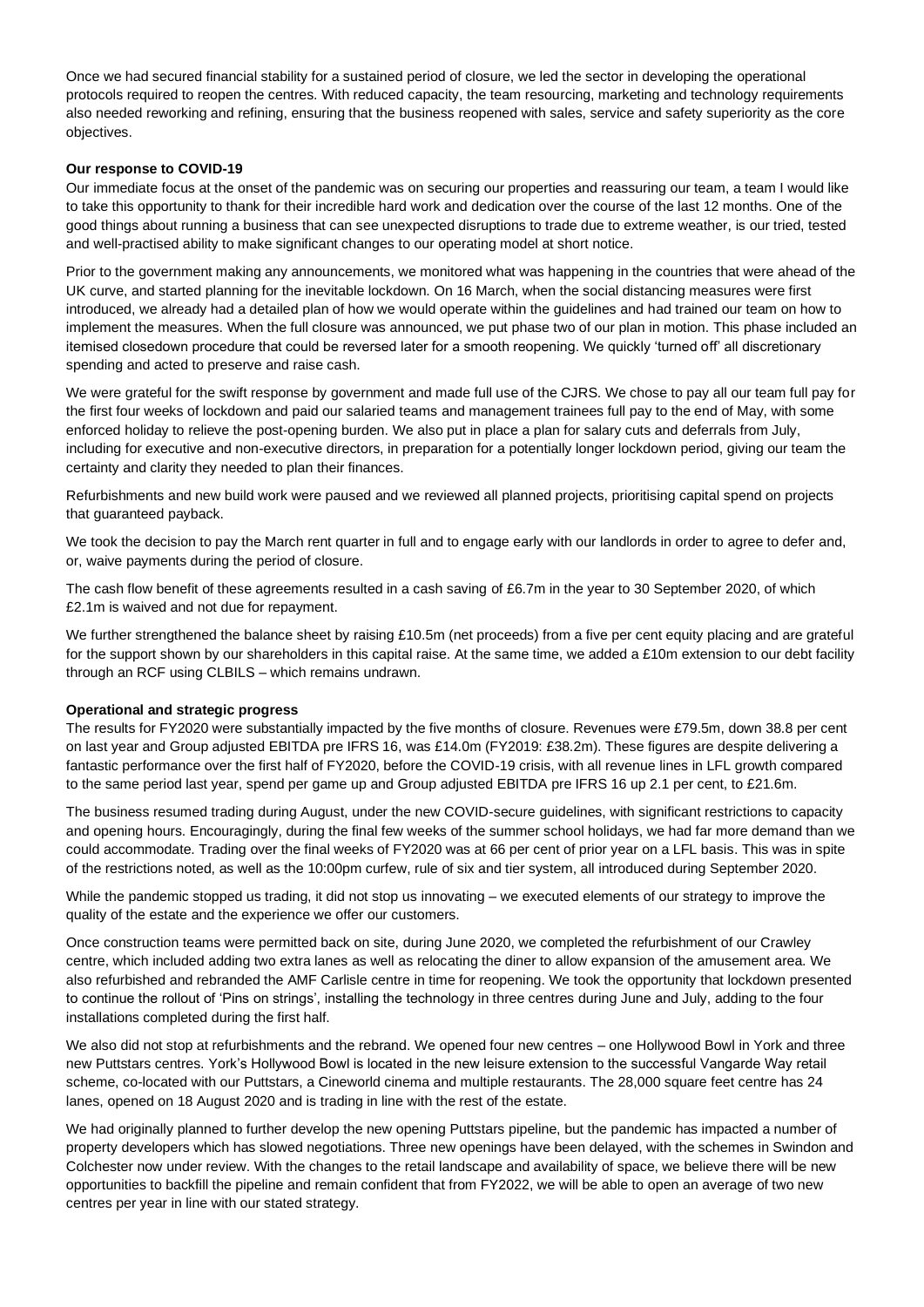Once we had secured financial stability for a sustained period of closure, we led the sector in developing the operational protocols required to reopen the centres. With reduced capacity, the team resourcing, marketing and technology requirements also needed reworking and refining, ensuring that the business reopened with sales, service and safety superiority as the core objectives.

**Our response to COVID-19**

Our immediate focus at the onset of the pandemic was on securing our properties and reassuring our team, a team I would like to take this opportunity to thank for their incredible hard work and dedication over the course of the last 12 months. One of the good things about running a business that can see unexpected disruptions to trade due to extreme weather, is our tried, tested and well-practised ability to make significant changes to our operating model at short notice.

Prior to the government making any announcements, we monitored what was happening in the countries that were ahead of the UK curve, and started planning for the inevitable lockdown. On 16 March, when the social distancing measures were first introduced, we already had a detailed plan of how we would operate within the guidelines and had trained our team on how to implement the measures. When the full closure was announced, we put phase two of our plan in motion. This phase included an itemised closedown procedure that could be reversed later for a smooth reopening. We quickly 'turned off' all discretionary spending and acted to preserve and raise cash.

We were grateful for the swift response by government and made full use of the CJRS. We chose to pay all our team full pay for the first four weeks of lockdown and paid our salaried teams and management trainees full pay to the end of May, with some enforced holiday to relieve the post-opening burden. We also put in place a plan for salary cuts and deferrals from July, including for executive and non-executive directors, in preparation for a potentially longer lockdown period, giving our team the certainty and clarity they needed to plan their finances.

Refurbishments and new build work were paused and we reviewed all planned projects, prioritising capital spend on projects that guaranteed payback.

We took the decision to pay the March rent quarter in full and to engage early with our landlords in order to agree to defer and, or, waive payments during the period of closure.

The cash flow benefit of these agreements resulted in a cash saving of £6.7m in the year to 30 September 2020, of which £2.1m is waived and not due for repayment.

We further strengthened the balance sheet by raising £10.5m (net proceeds) from a five per cent equity placing and are grateful for the support shown by our shareholders in this capital raise. At the same time, we added a £10m extension to our debt facility through an RCF using CLBILS – which remains undrawn.

**Operational and strategic progress**

The results for FY2020 were substantially impacted by the five months of closure. Revenues were £79.5m, down 38.8 per cent on last year and Group adjusted EBITDA pre IFRS 16, was £14.0m (FY2019: £38.2m). These figures are despite delivering a fantastic performance over the first half of FY2020, before the COVID-19 crisis, with all revenue lines in LFL growth compared to the same period last year, spend per game up and Group adjusted EBITDA pre IFRS 16 up 2.1 per cent, to £21.6m.

The business resumed trading during August, under the new COVID-secure guidelines, with significant restrictions to capacity and opening hours. Encouragingly, during the final few weeks of the summer school holidays, we had far more demand than we could accommodate. Trading over the final weeks of FY2020 was at 66 per cent of prior year on a LFL basis. This was in spite of the restrictions noted, as well as the 10:00pm curfew, rule of six and tier system, all introduced during September 2020.

While the pandemic stopped us trading, it did not stop us innovating – we executed elements of our strategy to improve the quality of the estate and the experience we offer our customers.

Once construction teams were permitted back on site, during June 2020, we completed the refurbishment of our Crawley centre, which included adding two extra lanes as well as relocating the diner to allow expansion of the amusement area. We also refurbished and rebranded the AMF Carlisle centre in time for reopening. We took the opportunity that lockdown presented to continue the rollout of 'Pins on strings', installing the technology in three centres during June and July, adding to the four installations completed during the first half.

We also did not stop at refurbishments and the rebrand. We opened four new centres – one Hollywood Bowl in York and three new Puttstars centres. York's Hollywood Bowl is located in the new leisure extension to the successful Vangarde Way retail scheme, co-located with our Puttstars, a Cineworld cinema and multiple restaurants. The 28,000 square feet centre has 24 lanes, opened on 18 August 2020 and is trading in line with the rest of the estate.

We had originally planned to further develop the new opening Puttstars pipeline, but the pandemic has impacted a number of property developers which has slowed negotiations. Three new openings have been delayed, with the schemes in Swindon and Colchester now under review. With the changes to the retail landscape and availability of space, we believe there will be new opportunities to backfill the pipeline and remain confident that from FY2022, we will be able to open an average of two new centres per year in line with our stated strategy.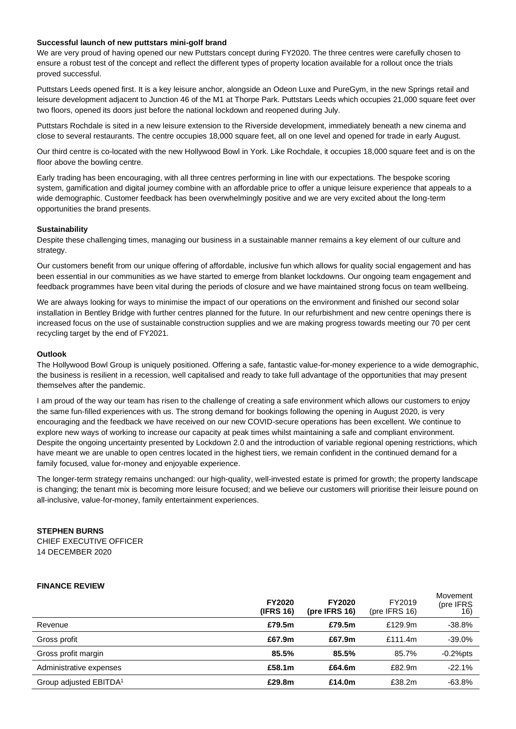**Successful launch of new puttstars mini-golf brand**

We are very proud of having opened our new Puttstars concept during FY2020. The three centres were carefully chosen to ensure a robust test of the concept and reflect the different types of property location available for a rollout once the trials proved successful.

Puttstars Leeds opened first. It is a key leisure anchor, alongside an Odeon Luxe and PureGym, in the new Springs retail and leisure development adjacent to Junction 46 of the M1 at Thorpe Park. Puttstars Leeds which occupies 21,000 square feet over two floors, opened its doors just before the national lockdown and reopened during July.

Puttstars Rochdale is sited in a new leisure extension to the Riverside development, immediately beneath a new cinema and close to several restaurants. The centre occupies 18,000 square feet, all on one level and opened for trade in early August.

Our third centre is co-located with the new Hollywood Bowl in York. Like Rochdale, it occupies 18,000 square feet and is on the floor above the bowling centre.

Early trading has been encouraging, with all three centres performing in line with our expectations. The bespoke scoring system, gamification and digital journey combine with an affordable price to offer a unique leisure experience that appeals to a wide demographic. Customer feedback has been overwhelmingly positive and we are very excited about the long-term opportunities the brand presents.

**Sustainability**

Despite these challenging times, managing our business in a sustainable manner remains a key element of our culture and strategy.

Our customers benefit from our unique offering of affordable, inclusive fun which allows for quality social engagement and has been essential in our communities as we have started to emerge from blanket lockdowns. Our ongoing team engagement and feedback programmes have been vital during the periods of closure and we have maintained strong focus on team wellbeing.

We are always looking for ways to minimise the impact of our operations on the environment and finished our second solar installation in Bentley Bridge with further centres planned for the future. In our refurbishment and new centre openings there is increased focus on the use of sustainable construction supplies and we are making progress towards meeting our 70 per cent recycling target by the end of FY2021.

**Outlook**

The Hollywood Bowl Group is uniquely positioned. Offering a safe, fantastic value-for-money experience to a wide demographic, the business is resilient in a recession, well capitalised and ready to take full advantage of the opportunities that may present themselves after the pandemic.

I am proud of the way our team has risen to the challenge of creating a safe environment which allows our customers to enjoy the same fun-filled experiences with us. The strong demand for bookings following the opening in August 2020, is very encouraging and the feedback we have received on our new COVID-secure operations has been excellent. We continue to explore new ways of working to increase our capacity at peak times whilst maintaining a safe and compliant environment. Despite the ongoing uncertainty presented by Lockdown 2.0 and the introduction of variable regional opening restrictions, which have meant we are unable to open centres located in the highest tiers, we remain confident in the continued demand for a family focused, value for-money and enjoyable experience.

The longer-term strategy remains unchanged: our high-quality, well-invested estate is primed for growth; the property landscape is changing; the tenant mix is becoming more leisure focused; and we believe our customers will prioritise their leisure pound on all-inclusive, value-for-money, family entertainment experiences.

**STEPHEN BURNS**
CHIEF EXECUTIVE OFFICER
14 DECEMBER 2020

**FINANCE REVIEW**

| | **FY2020 (IFRS 16)** | **FY2020 (pre IFRS 16)** | FY2019 (pre IFRS 16) | Movement (pre IFRS 16) |
|---|---|---|---|---|
| Revenue | **£79.5m** | **£79.5m** | £129.9m | -38.8% |
| Gross profit | **£67.9m** | **£67.9m** | £111.4m | -39.0% |
| Gross profit margin | **85.5%** | **85.5%** | 85.7% | -0.2%pts |
| Administrative expenses | **£58.1m** | **£64.6m** | £82.9m | -22.1% |
| Group adjusted EBITDA[1] | **£29.8m** | **£14.0m** | £38.2m | -63.8% |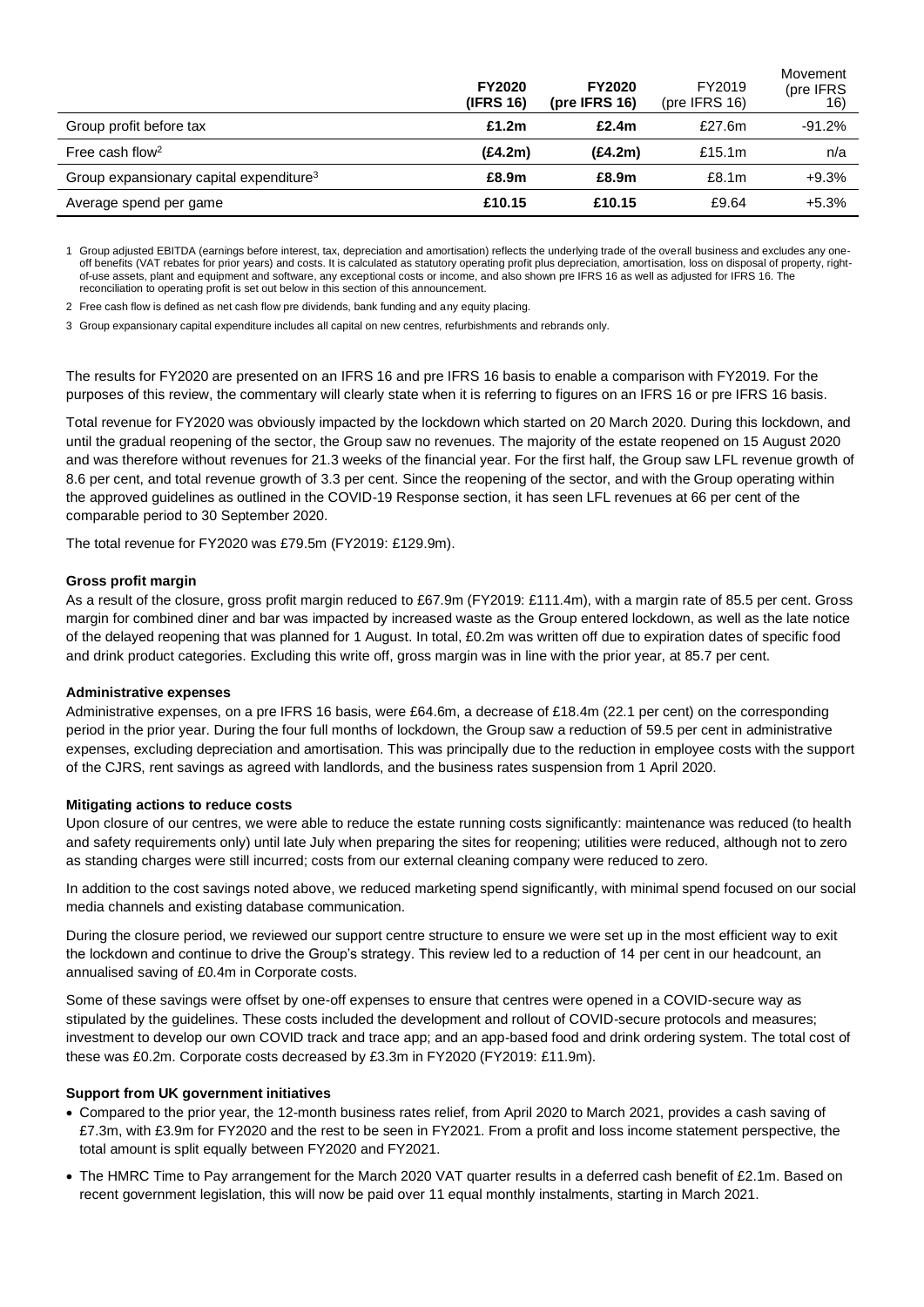| | FY2020 (IFRS 16) | FY2020 (pre IFRS 16) | FY2019 (pre IFRS 16) | Movement (pre IFRS 16) |
|---|---|---|---|---|
| Group profit before tax | **£1.2m** | **£2.4m** | £27.6m | -91.2% |
| Free cash flow[2] | **(£4.2m)** | **(£4.2m)** | £15.1m | n/a |
| Group expansionary capital expenditure[3] | **£8.9m** | **£8.9m** | £8.1m | +9.3% |
| Average spend per game | **£10.15** | **£10.15** | £9.64 | +5.3% |

1 Group adjusted EBITDA (earnings before interest, tax, depreciation and amortisation) reflects the underlying trade of the overall business and excludes any one-off benefits (VAT rebates for prior years) and costs. It is calculated as statutory operating profit plus depreciation, amortisation, loss on disposal of property, right-of-use assets, plant and equipment and software, any exceptional costs or income, and also shown pre IFRS 16 as well as adjusted for IFRS 16. The reconciliation to operating profit is set out below in this section of this announcement.

2 Free cash flow is defined as net cash flow pre dividends, bank funding and any equity placing.

3 Group expansionary capital expenditure includes all capital on new centres, refurbishments and rebrands only.

The results for FY2020 are presented on an IFRS 16 and pre IFRS 16 basis to enable a comparison with FY2019. For the purposes of this review, the commentary will clearly state when it is referring to figures on an IFRS 16 or pre IFRS 16 basis.

Total revenue for FY2020 was obviously impacted by the lockdown which started on 20 March 2020. During this lockdown, and until the gradual reopening of the sector, the Group saw no revenues. The majority of the estate reopened on 15 August 2020 and was therefore without revenues for 21.3 weeks of the financial year. For the first half, the Group saw LFL revenue growth of 8.6 per cent, and total revenue growth of 3.3 per cent. Since the reopening of the sector, and with the Group operating within the approved guidelines as outlined in the COVID-19 Response section, it has seen LFL revenues at 66 per cent of the comparable period to 30 September 2020.

The total revenue for FY2020 was £79.5m (FY2019: £129.9m).

**Gross profit margin**

As a result of the closure, gross profit margin reduced to £67.9m (FY2019: £111.4m), with a margin rate of 85.5 per cent. Gross margin for combined diner and bar was impacted by increased waste as the Group entered lockdown, as well as the late notice of the delayed reopening that was planned for 1 August. In total, £0.2m was written off due to expiration dates of specific food and drink product categories. Excluding this write off, gross margin was in line with the prior year, at 85.7 per cent.

**Administrative expenses**

Administrative expenses, on a pre IFRS 16 basis, were £64.6m, a decrease of £18.4m (22.1 per cent) on the corresponding period in the prior year. During the four full months of lockdown, the Group saw a reduction of 59.5 per cent in administrative expenses, excluding depreciation and amortisation. This was principally due to the reduction in employee costs with the support of the CJRS, rent savings as agreed with landlords, and the business rates suspension from 1 April 2020.

**Mitigating actions to reduce costs**

Upon closure of our centres, we were able to reduce the estate running costs significantly: maintenance was reduced (to health and safety requirements only) until late July when preparing the sites for reopening; utilities were reduced, although not to zero as standing charges were still incurred; costs from our external cleaning company were reduced to zero.

In addition to the cost savings noted above, we reduced marketing spend significantly, with minimal spend focused on our social media channels and existing database communication.

During the closure period, we reviewed our support centre structure to ensure we were set up in the most efficient way to exit the lockdown and continue to drive the Group's strategy. This review led to a reduction of 14 per cent in our headcount, an annualised saving of £0.4m in Corporate costs.

Some of these savings were offset by one-off expenses to ensure that centres were opened in a COVID-secure way as stipulated by the guidelines. These costs included the development and rollout of COVID-secure protocols and measures; investment to develop our own COVID track and trace app; and an app-based food and drink ordering system. The total cost of these was £0.2m. Corporate costs decreased by £3.3m in FY2020 (FY2019: £11.9m).

**Support from UK government initiatives**

- Compared to the prior year, the 12-month business rates relief, from April 2020 to March 2021, provides a cash saving of £7.3m, with £3.9m for FY2020 and the rest to be seen in FY2021. From a profit and loss income statement perspective, the total amount is split equally between FY2020 and FY2021.
- The HMRC Time to Pay arrangement for the March 2020 VAT quarter results in a deferred cash benefit of £2.1m. Based on recent government legislation, this will now be paid over 11 equal monthly instalments, starting in March 2021.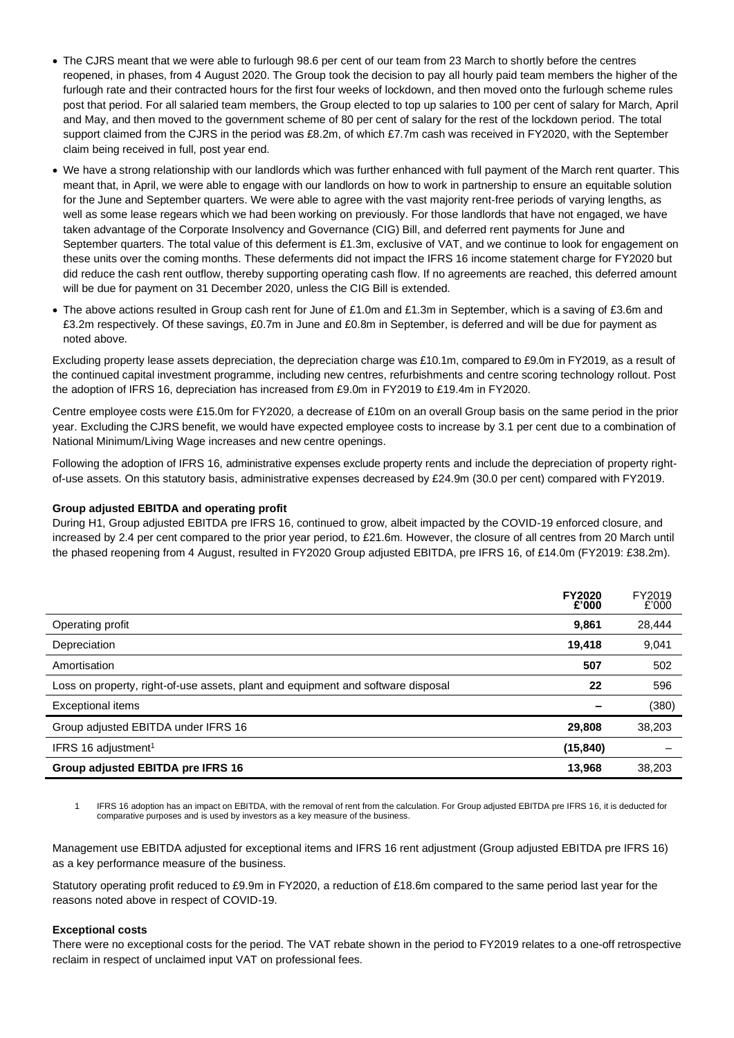- The CJRS meant that we were able to furlough 98.6 per cent of our team from 23 March to shortly before the centres reopened, in phases, from 4 August 2020. The Group took the decision to pay all hourly paid team members the higher of the furlough rate and their contracted hours for the first four weeks of lockdown, and then moved onto the furlough scheme rules post that period. For all salaried team members, the Group elected to top up salaries to 100 per cent of salary for March, April and May, and then moved to the government scheme of 80 per cent of salary for the rest of the lockdown period. The total support claimed from the CJRS in the period was £8.2m, of which £7.7m cash was received in FY2020, with the September claim being received in full, post year end.
- We have a strong relationship with our landlords which was further enhanced with full payment of the March rent quarter. This meant that, in April, we were able to engage with our landlords on how to work in partnership to ensure an equitable solution for the June and September quarters. We were able to agree with the vast majority rent-free periods of varying lengths, as well as some lease regears which we had been working on previously. For those landlords that have not engaged, we have taken advantage of the Corporate Insolvency and Governance (CIG) Bill, and deferred rent payments for June and September quarters. The total value of this deferment is £1.3m, exclusive of VAT, and we continue to look for engagement on these units over the coming months. These deferments did not impact the IFRS 16 income statement charge for FY2020 but did reduce the cash rent outflow, thereby supporting operating cash flow. If no agreements are reached, this deferred amount will be due for payment on 31 December 2020, unless the CIG Bill is extended.
- The above actions resulted in Group cash rent for June of £1.0m and £1.3m in September, which is a saving of £3.6m and £3.2m respectively. Of these savings, £0.7m in June and £0.8m in September, is deferred and will be due for payment as noted above.

Excluding property lease assets depreciation, the depreciation charge was £10.1m, compared to £9.0m in FY2019, as a result of the continued capital investment programme, including new centres, refurbishments and centre scoring technology rollout. Post the adoption of IFRS 16, depreciation has increased from £9.0m in FY2019 to £19.4m in FY2020.

Centre employee costs were £15.0m for FY2020, a decrease of £10m on an overall Group basis on the same period in the prior year. Excluding the CJRS benefit, we would have expected employee costs to increase by 3.1 per cent due to a combination of National Minimum/Living Wage increases and new centre openings.

Following the adoption of IFRS 16, administrative expenses exclude property rents and include the depreciation of property right-of-use assets. On this statutory basis, administrative expenses decreased by £24.9m (30.0 per cent) compared with FY2019.

**Group adjusted EBITDA and operating profit**

During H1, Group adjusted EBITDA pre IFRS 16, continued to grow, albeit impacted by the COVID-19 enforced closure, and increased by 2.4 per cent compared to the prior year period, to £21.6m. However, the closure of all centres from 20 March until the phased reopening from 4 August, resulted in FY2020 Group adjusted EBITDA, pre IFRS 16, of £14.0m (FY2019: £38.2m).

| | **FY2020 £'000** | FY2019 £'000 |
|---|---|---|
| Operating profit | **9,861** | 28,444 |
| Depreciation | **19,418** | 9,041 |
| Amortisation | **507** | 502 |
| Loss on property, right-of-use assets, plant and equipment and software disposal | **22** | 596 |
| Exceptional items | **–** | (380) |
| Group adjusted EBITDA under IFRS 16 | **29,808** | 38,203 |
| IFRS 16 adjustment[1] | **(15,840)** | – |
| **Group adjusted EBITDA pre IFRS 16** | **13,968** | 38,203 |

1 IFRS 16 adoption has an impact on EBITDA, with the removal of rent from the calculation. For Group adjusted EBITDA pre IFRS 16, it is deducted for comparative purposes and is used by investors as a key measure of the business.

Management use EBITDA adjusted for exceptional items and IFRS 16 rent adjustment (Group adjusted EBITDA pre IFRS 16) as a key performance measure of the business.

Statutory operating profit reduced to £9.9m in FY2020, a reduction of £18.6m compared to the same period last year for the reasons noted above in respect of COVID-19.

**Exceptional costs**

There were no exceptional costs for the period. The VAT rebate shown in the period to FY2019 relates to a one-off retrospective reclaim in respect of unclaimed input VAT on professional fees.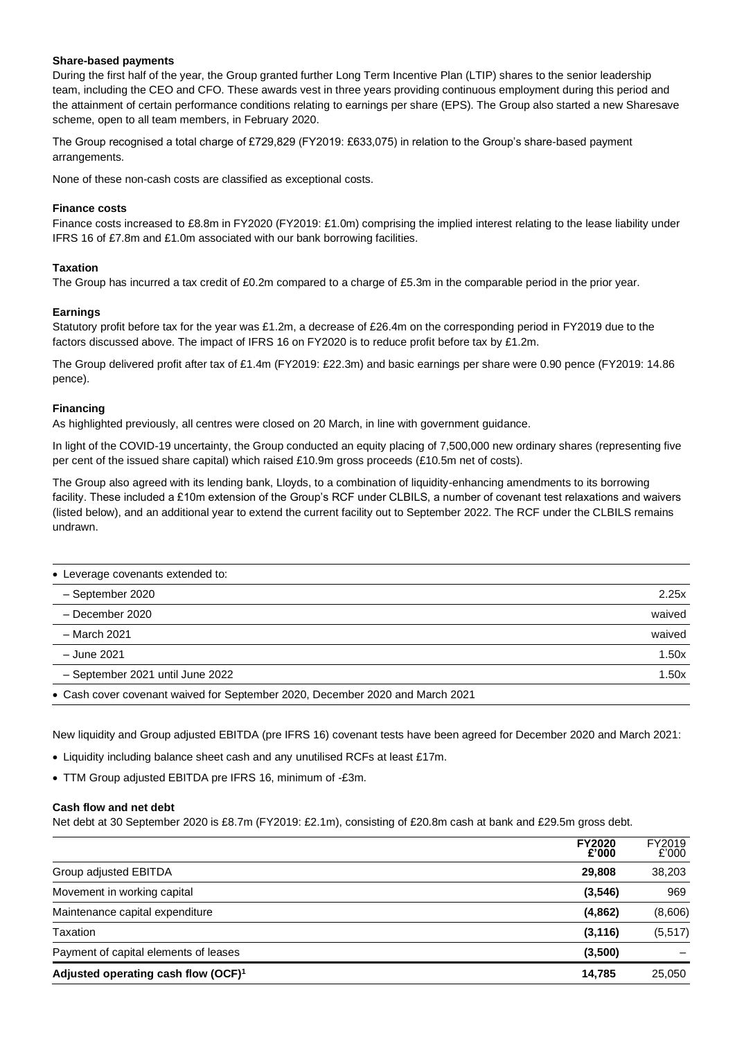**Share-based payments**

During the first half of the year, the Group granted further Long Term Incentive Plan (LTIP) shares to the senior leadership team, including the CEO and CFO. These awards vest in three years providing continuous employment during this period and the attainment of certain performance conditions relating to earnings per share (EPS). The Group also started a new Sharesave scheme, open to all team members, in February 2020.

The Group recognised a total charge of £729,829 (FY2019: £633,075) in relation to the Group's share-based payment arrangements.

None of these non-cash costs are classified as exceptional costs.

**Finance costs**

Finance costs increased to £8.8m in FY2020 (FY2019: £1.0m) comprising the implied interest relating to the lease liability under IFRS 16 of £7.8m and £1.0m associated with our bank borrowing facilities.

**Taxation**

The Group has incurred a tax credit of £0.2m compared to a charge of £5.3m in the comparable period in the prior year.

**Earnings**

Statutory profit before tax for the year was £1.2m, a decrease of £26.4m on the corresponding period in FY2019 due to the factors discussed above. The impact of IFRS 16 on FY2020 is to reduce profit before tax by £1.2m.

The Group delivered profit after tax of £1.4m (FY2019: £22.3m) and basic earnings per share were 0.90 pence (FY2019: 14.86 pence).

**Financing**

As highlighted previously, all centres were closed on 20 March, in line with government guidance.

In light of the COVID-19 uncertainty, the Group conducted an equity placing of 7,500,000 new ordinary shares (representing five per cent of the issued share capital) which raised £10.9m gross proceeds (£10.5m net of costs).

The Group also agreed with its lending bank, Lloyds, to a combination of liquidity-enhancing amendments to its borrowing facility. These included a £10m extension of the Group's RCF under CLBILS, a number of covenant test relaxations and waivers (listed below), and an additional year to extend the current facility out to September 2022. The RCF under the CLBILS remains undrawn.

| | |
|---|---|
| • Leverage covenants extended to: | |
| – September 2020 | 2.25x |
| – December 2020 | waived |
| – March 2021 | waived |
| – June 2021 | 1.50x |
| – September 2021 until June 2022 | 1.50x |
| • Cash cover covenant waived for September 2020, December 2020 and March 2021 | |

New liquidity and Group adjusted EBITDA (pre IFRS 16) covenant tests have been agreed for December 2020 and March 2021:

- Liquidity including balance sheet cash and any unutilised RCFs at least £17m.
- TTM Group adjusted EBITDA pre IFRS 16, minimum of -£3m.

**Cash flow and net debt**

Net debt at 30 September 2020 is £8.7m (FY2019: £2.1m), consisting of £20.8m cash at bank and £29.5m gross debt.

| | **FY2020 £'000** | FY2019 £'000 |
|---|---|---|
| Group adjusted EBITDA | **29,808** | 38,203 |
| Movement in working capital | **(3,546)** | 969 |
| Maintenance capital expenditure | **(4,862)** | (8,606) |
| Taxation | **(3,116)** | (5,517) |
| Payment of capital elements of leases | **(3,500)** | – |
| **Adjusted operating cash flow (OCF)[1]** | **14,785** | 25,050 |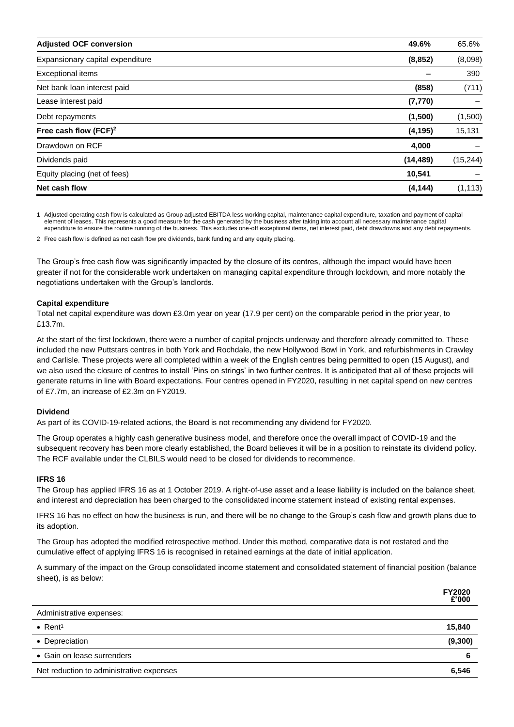| | | |
|---|---|---|
| **Adjusted OCF conversion** | **49.6%** | 65.6% |
| Expansionary capital expenditure | **(8,852)** | (8,098) |
| Exceptional items | **–** | 390 |
| Net bank loan interest paid | **(858)** | (711) |
| Lease interest paid | **(7,770)** | – |
| Debt repayments | **(1,500)** | (1,500) |
| **Free cash flow (FCF)[2]** | **(4,195)** | 15,131 |
| Drawdown on RCF | **4,000** | – |
| Dividends paid | **(14,489)** | (15,244) |
| Equity placing (net of fees) | **10,541** | – |
| **Net cash flow** | **(4,144)** | (1,113) |

1 Adjusted operating cash flow is calculated as Group adjusted EBITDA less working capital, maintenance capital expenditure, taxation and payment of capital element of leases. This represents a good measure for the cash generated by the business after taking into account all necessary maintenance capital expenditure to ensure the routine running of the business. This excludes one-off exceptional items, net interest paid, debt drawdowns and any debt repayments.

2 Free cash flow is defined as net cash flow pre dividends, bank funding and any equity placing.

The Group's free cash flow was significantly impacted by the closure of its centres, although the impact would have been greater if not for the considerable work undertaken on managing capital expenditure through lockdown, and more notably the negotiations undertaken with the Group's landlords.

**Capital expenditure**

Total net capital expenditure was down £3.0m year on year (17.9 per cent) on the comparable period in the prior year, to £13.7m.

At the start of the first lockdown, there were a number of capital projects underway and therefore already committed to. These included the new Puttstars centres in both York and Rochdale, the new Hollywood Bowl in York, and refurbishments in Crawley and Carlisle. These projects were all completed within a week of the English centres being permitted to open (15 August), and we also used the closure of centres to install 'Pins on strings' in two further centres. It is anticipated that all of these projects will generate returns in line with Board expectations. Four centres opened in FY2020, resulting in net capital spend on new centres of £7.7m, an increase of £2.3m on FY2019.

**Dividend**

As part of its COVID-19-related actions, the Board is not recommending any dividend for FY2020.

The Group operates a highly cash generative business model, and therefore once the overall impact of COVID-19 and the subsequent recovery has been more clearly established, the Board believes it will be in a position to reinstate its dividend policy. The RCF available under the CLBILS would need to be closed for dividends to recommence.

**IFRS 16**

The Group has applied IFRS 16 as at 1 October 2019. A right-of-use asset and a lease liability is included on the balance sheet, and interest and depreciation has been charged to the consolidated income statement instead of existing rental expenses.

IFRS 16 has no effect on how the business is run, and there will be no change to the Group's cash flow and growth plans due to its adoption.

The Group has adopted the modified retrospective method. Under this method, comparative data is not restated and the cumulative effect of applying IFRS 16 is recognised in retained earnings at the date of initial application.

A summary of the impact on the Group consolidated income statement and consolidated statement of financial position (balance sheet), is as below:

| | **FY2020 £'000** |
|---|---|
| Administrative expenses: | |
| • Rent[1] | **15,840** |
| • Depreciation | **(9,300)** |
| • Gain on lease surrenders | **6** |
| Net reduction to administrative expenses | **6,546** |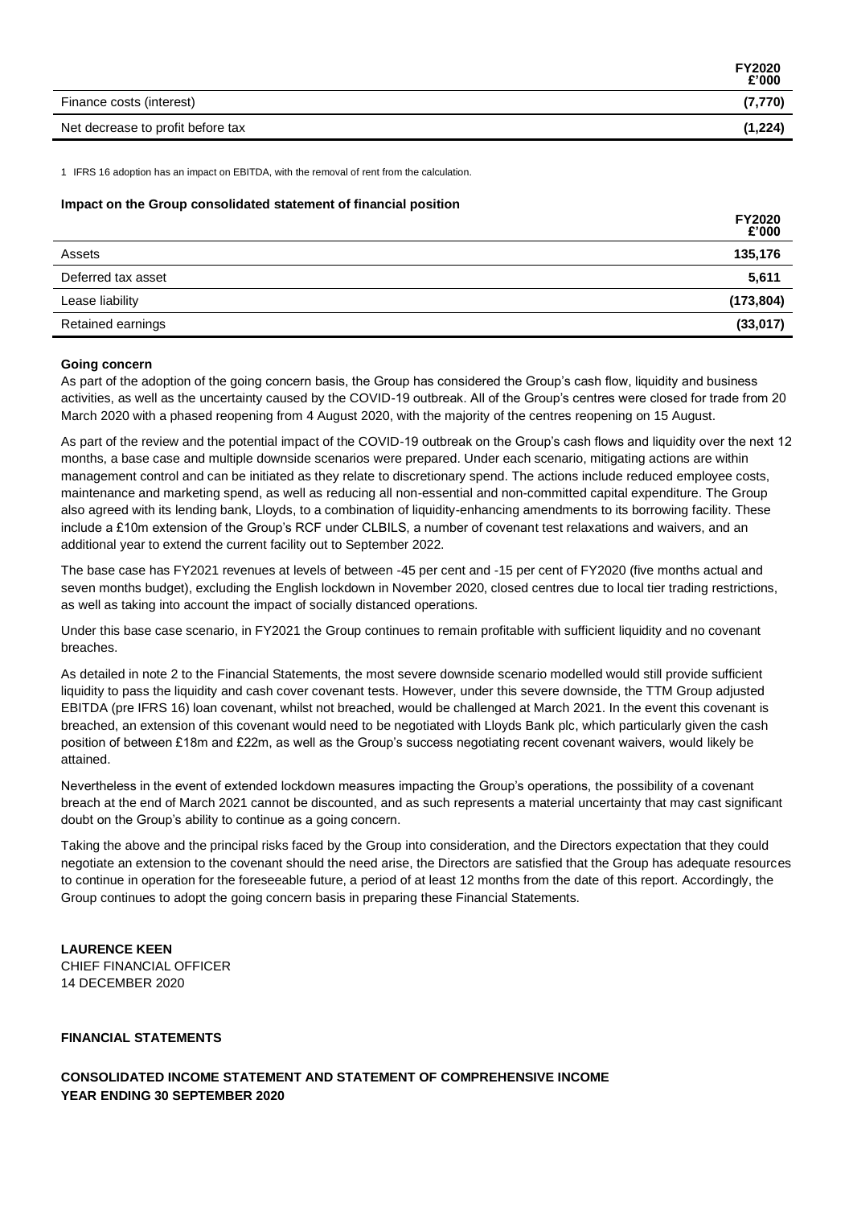| | FY2020 £'000 |
|---|---|
| Finance costs (interest) | **(7,770)** |
| Net decrease to profit before tax | **(1,224)** |

1 IFRS 16 adoption has an impact on EBITDA, with the removal of rent from the calculation.

**Impact on the Group consolidated statement of financial position**

| | FY2020 £'000 |
|---|---|
| Assets | **135,176** |
| Deferred tax asset | **5,611** |
| Lease liability | **(173,804)** |
| Retained earnings | **(33,017)** |

**Going concern**

As part of the adoption of the going concern basis, the Group has considered the Group's cash flow, liquidity and business activities, as well as the uncertainty caused by the COVID-19 outbreak. All of the Group's centres were closed for trade from 20 March 2020 with a phased reopening from 4 August 2020, with the majority of the centres reopening on 15 August.

As part of the review and the potential impact of the COVID-19 outbreak on the Group's cash flows and liquidity over the next 12 months, a base case and multiple downside scenarios were prepared. Under each scenario, mitigating actions are within management control and can be initiated as they relate to discretionary spend. The actions include reduced employee costs, maintenance and marketing spend, as well as reducing all non-essential and non-committed capital expenditure. The Group also agreed with its lending bank, Lloyds, to a combination of liquidity-enhancing amendments to its borrowing facility. These include a £10m extension of the Group's RCF under CLBILS, a number of covenant test relaxations and waivers, and an additional year to extend the current facility out to September 2022.

The base case has FY2021 revenues at levels of between -45 per cent and -15 per cent of FY2020 (five months actual and seven months budget), excluding the English lockdown in November 2020, closed centres due to local tier trading restrictions, as well as taking into account the impact of socially distanced operations.

Under this base case scenario, in FY2021 the Group continues to remain profitable with sufficient liquidity and no covenant breaches.

As detailed in note 2 to the Financial Statements, the most severe downside scenario modelled would still provide sufficient liquidity to pass the liquidity and cash cover covenant tests. However, under this severe downside, the TTM Group adjusted EBITDA (pre IFRS 16) loan covenant, whilst not breached, would be challenged at March 2021. In the event this covenant is breached, an extension of this covenant would need to be negotiated with Lloyds Bank plc, which particularly given the cash position of between £18m and £22m, as well as the Group's success negotiating recent covenant waivers, would likely be attained.

Nevertheless in the event of extended lockdown measures impacting the Group's operations, the possibility of a covenant breach at the end of March 2021 cannot be discounted, and as such represents a material uncertainty that may cast significant doubt on the Group's ability to continue as a going concern.

Taking the above and the principal risks faced by the Group into consideration, and the Directors expectation that they could negotiate an extension to the covenant should the need arise, the Directors are satisfied that the Group has adequate resources to continue in operation for the foreseeable future, a period of at least 12 months from the date of this report. Accordingly, the Group continues to adopt the going concern basis in preparing these Financial Statements.

**LAURENCE KEEN**
CHIEF FINANCIAL OFFICER
14 DECEMBER 2020

**FINANCIAL STATEMENTS**

**CONSOLIDATED INCOME STATEMENT AND STATEMENT OF COMPREHENSIVE INCOME**
**YEAR ENDING 30 SEPTEMBER 2020**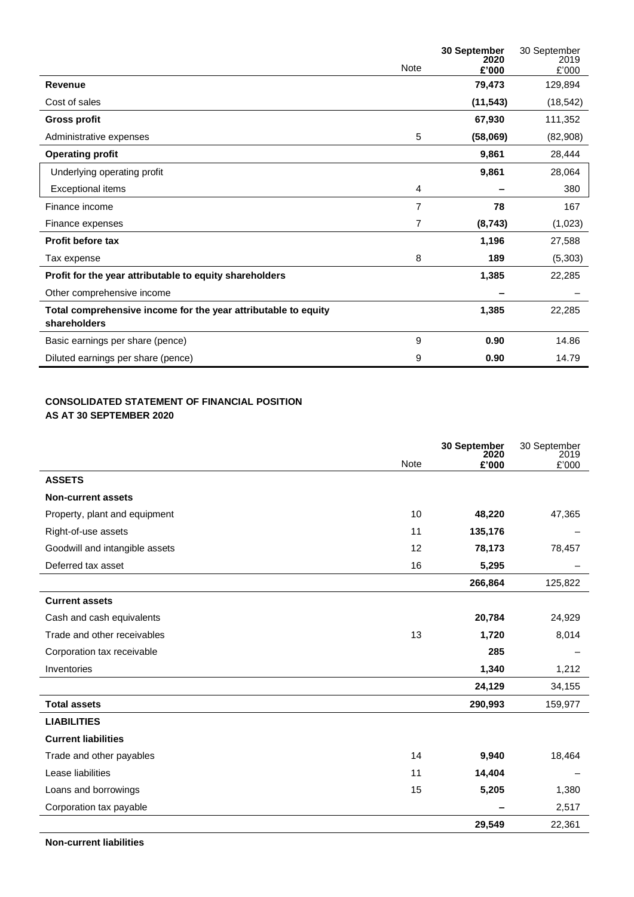| | Note | **30 September 2020 £'000** | 30 September 2019 £'000 |
|---|---|---|---|
| **Revenue** | | **79,473** | 129,894 |
| Cost of sales | | **(11,543)** | (18,542) |
| **Gross profit** | | **67,930** | 111,352 |
| Administrative expenses | 5 | **(58,069)** | (82,908) |
| **Operating profit** | | **9,861** | 28,444 |
| Underlying operating profit | | **9,861** | 28,064 |
| Exceptional items | 4 | **–** | 380 |
| Finance income | 7 | **78** | 167 |
| Finance expenses | 7 | **(8,743)** | (1,023) |
| **Profit before tax** | | **1,196** | 27,588 |
| Tax expense | 8 | **189** | (5,303) |
| **Profit for the year attributable to equity shareholders** | | **1,385** | 22,285 |
| Other comprehensive income | | **–** | – |
| **Total comprehensive income for the year attributable to equity shareholders** | | **1,385** | 22,285 |
| Basic earnings per share (pence) | 9 | **0.90** | 14.86 |
| Diluted earnings per share (pence) | 9 | **0.90** | 14.79 |

**CONSOLIDATED STATEMENT OF FINANCIAL POSITION**
**AS AT 30 SEPTEMBER 2020**

| | Note | **30 September 2020 £'000** | 30 September 2019 £'000 |
|---|---|---|---|
| **ASSETS** | | | |
| **Non-current assets** | | | |
| Property, plant and equipment | 10 | **48,220** | 47,365 |
| Right-of-use assets | 11 | **135,176** | – |
| Goodwill and intangible assets | 12 | **78,173** | 78,457 |
| Deferred tax asset | 16 | **5,295** | – |
| | | **266,864** | 125,822 |
| **Current assets** | | | |
| Cash and cash equivalents | | **20,784** | 24,929 |
| Trade and other receivables | 13 | **1,720** | 8,014 |
| Corporation tax receivable | | **285** | – |
| Inventories | | **1,340** | 1,212 |
| | | **24,129** | 34,155 |
| **Total assets** | | **290,993** | 159,977 |
| **LIABILITIES** | | | |
| **Current liabilities** | | | |
| Trade and other payables | 14 | **9,940** | 18,464 |
| Lease liabilities | 11 | **14,404** | – |
| Loans and borrowings | 15 | **5,205** | 1,380 |
| Corporation tax payable | | **–** | 2,517 |
| | | **29,549** | 22,361 |
| **Non-current liabilities** | | | |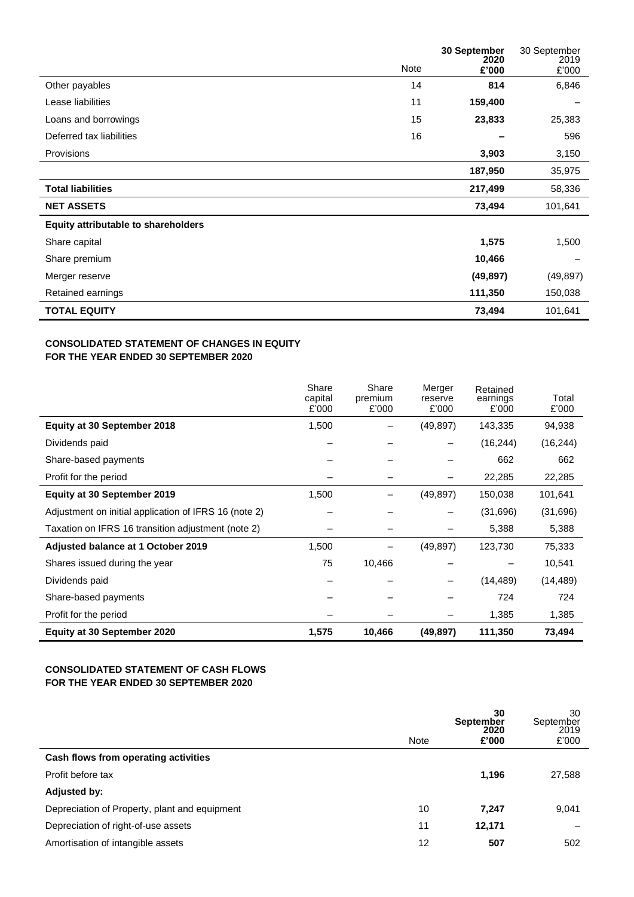| | Note | 30 September 2020 £'000 | 30 September 2019 £'000 |
|---|---|---|---|
| Other payables | 14 | **814** | 6,846 |
| Lease liabilities | 11 | **159,400** | – |
| Loans and borrowings | 15 | **23,833** | 25,383 |
| Deferred tax liabilities | 16 | **–** | 596 |
| Provisions | | **3,903** | 3,150 |
| | | **187,950** | 35,975 |
| **Total liabilities** | | **217,499** | 58,336 |
| **NET ASSETS** | | **73,494** | 101,641 |
| **Equity attributable to shareholders** | | | |
| Share capital | | **1,575** | 1,500 |
| Share premium | | **10,466** | – |
| Merger reserve | | **(49,897)** | (49,897) |
| Retained earnings | | **111,350** | 150,038 |
| **TOTAL EQUITY** | | **73,494** | 101,641 |

**CONSOLIDATED STATEMENT OF CHANGES IN EQUITY**
**FOR THE YEAR ENDED 30 SEPTEMBER 2020**

| | Share capital £'000 | Share premium £'000 | Merger reserve £'000 | Retained earnings £'000 | Total £'000 |
|---|---|---|---|---|---|
| **Equity at 30 September 2018** | 1,500 | – | (49,897) | 143,335 | 94,938 |
| Dividends paid | – | – | – | (16,244) | (16,244) |
| Share-based payments | – | – | – | 662 | 662 |
| Profit for the period | – | – | – | 22,285 | 22,285 |
| **Equity at 30 September 2019** | 1,500 | – | (49,897) | 150,038 | 101,641 |
| Adjustment on initial application of IFRS 16 (note 2) | – | – | – | (31,696) | (31,696) |
| Taxation on IFRS 16 transition adjustment (note 2) | – | – | – | 5,388 | 5,388 |
| **Adjusted balance at 1 October 2019** | 1,500 | – | (49,897) | 123,730 | 75,333 |
| Shares issued during the year | 75 | 10,466 | – | – | 10,541 |
| Dividends paid | – | – | – | (14,489) | (14,489) |
| Share-based payments | – | – | – | 724 | 724 |
| Profit for the period | – | – | – | 1,385 | 1,385 |
| **Equity at 30 September 2020** | **1,575** | **10,466** | **(49,897)** | **111,350** | **73,494** |

**CONSOLIDATED STATEMENT OF CASH FLOWS**
**FOR THE YEAR ENDED 30 SEPTEMBER 2020**

| | Note | 30 September 2020 £'000 | 30 September 2019 £'000 |
|---|---|---|---|
| **Cash flows from operating activities** | | | |
| Profit before tax | | **1,196** | 27,588 |
| **Adjusted by:** | | | |
| Depreciation of Property, plant and equipment | 10 | **7,247** | 9,041 |
| Depreciation of right-of-use assets | 11 | **12,171** | – |
| Amortisation of intangible assets | 12 | **507** | 502 |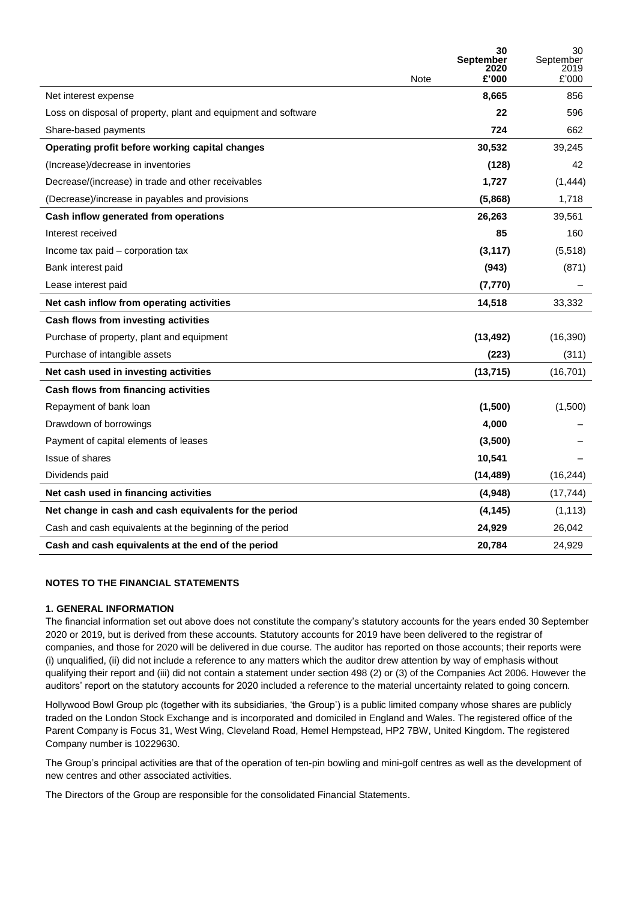| | Note | 30 September 2020 £'000 | 30 September 2019 £'000 |
|---|---|---|---|
| Net interest expense | | **8,665** | 856 |
| Loss on disposal of property, plant and equipment and software | | **22** | 596 |
| Share-based payments | | **724** | 662 |
| **Operating profit before working capital changes** | | **30,532** | 39,245 |
| (Increase)/decrease in inventories | | **(128)** | 42 |
| Decrease/(increase) in trade and other receivables | | **1,727** | (1,444) |
| (Decrease)/increase in payables and provisions | | **(5,868)** | 1,718 |
| **Cash inflow generated from operations** | | **26,263** | 39,561 |
| Interest received | | **85** | 160 |
| Income tax paid – corporation tax | | **(3,117)** | (5,518) |
| Bank interest paid | | **(943)** | (871) |
| Lease interest paid | | **(7,770)** | – |
| **Net cash inflow from operating activities** | | **14,518** | 33,332 |
| **Cash flows from investing activities** | | | |
| Purchase of property, plant and equipment | | **(13,492)** | (16,390) |
| Purchase of intangible assets | | **(223)** | (311) |
| **Net cash used in investing activities** | | **(13,715)** | (16,701) |
| **Cash flows from financing activities** | | | |
| Repayment of bank loan | | **(1,500)** | (1,500) |
| Drawdown of borrowings | | **4,000** | – |
| Payment of capital elements of leases | | **(3,500)** | – |
| Issue of shares | | **10,541** | – |
| Dividends paid | | **(14,489)** | (16,244) |
| **Net cash used in financing activities** | | **(4,948)** | (17,744) |
| **Net change in cash and cash equivalents for the period** | | **(4,145)** | (1,113) |
| Cash and cash equivalents at the beginning of the period | | **24,929** | 26,042 |
| **Cash and cash equivalents at the end of the period** | | **20,784** | 24,929 |

## NOTES TO THE FINANCIAL STATEMENTS

### 1. GENERAL INFORMATION

The financial information set out above does not constitute the company's statutory accounts for the years ended 30 September 2020 or 2019, but is derived from these accounts. Statutory accounts for 2019 have been delivered to the registrar of companies, and those for 2020 will be delivered in due course. The auditor has reported on those accounts; their reports were (i) unqualified, (ii) did not include a reference to any matters which the auditor drew attention by way of emphasis without qualifying their report and (iii) did not contain a statement under section 498 (2) or (3) of the Companies Act 2006. However the auditors' report on the statutory accounts for 2020 included a reference to the material uncertainty related to going concern.

Hollywood Bowl Group plc (together with its subsidiaries, 'the Group') is a public limited company whose shares are publicly traded on the London Stock Exchange and is incorporated and domiciled in England and Wales. The registered office of the Parent Company is Focus 31, West Wing, Cleveland Road, Hemel Hempstead, HP2 7BW, United Kingdom. The registered Company number is 10229630.

The Group's principal activities are that of the operation of ten-pin bowling and mini-golf centres as well as the development of new centres and other associated activities.

The Directors of the Group are responsible for the consolidated Financial Statements.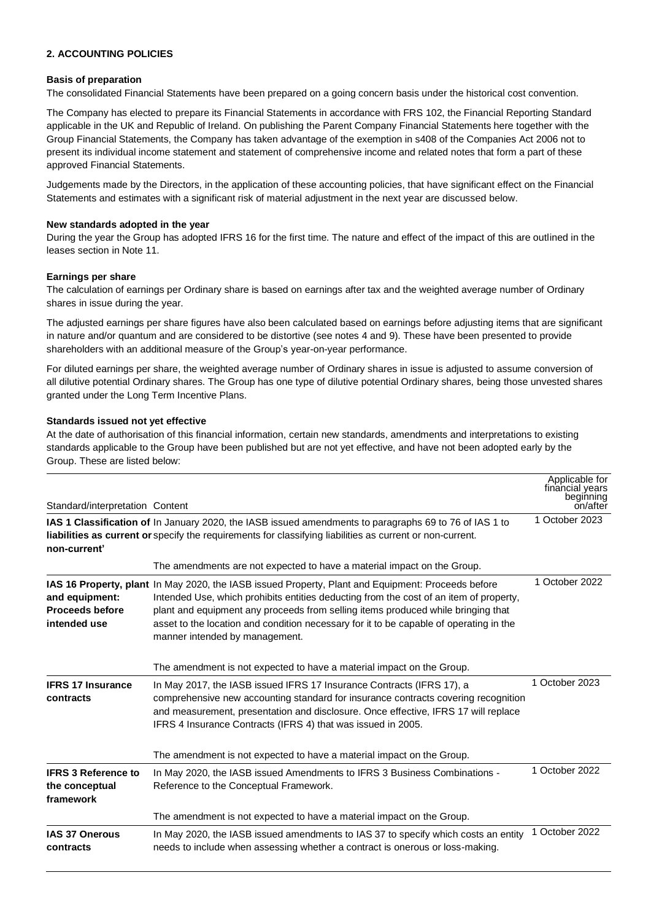**2. ACCOUNTING POLICIES**

**Basis of preparation**

The consolidated Financial Statements have been prepared on a going concern basis under the historical cost convention.

The Company has elected to prepare its Financial Statements in accordance with FRS 102, the Financial Reporting Standard applicable in the UK and Republic of Ireland. On publishing the Parent Company Financial Statements here together with the Group Financial Statements, the Company has taken advantage of the exemption in s408 of the Companies Act 2006 not to present its individual income statement and statement of comprehensive income and related notes that form a part of these approved Financial Statements.

Judgements made by the Directors, in the application of these accounting policies, that have significant effect on the Financial Statements and estimates with a significant risk of material adjustment in the next year are discussed below.

**New standards adopted in the year**

During the year the Group has adopted IFRS 16 for the first time. The nature and effect of the impact of this are outlined in the leases section in Note 11.

**Earnings per share**

The calculation of earnings per Ordinary share is based on earnings after tax and the weighted average number of Ordinary shares in issue during the year.

The adjusted earnings per share figures have also been calculated based on earnings before adjusting items that are significant in nature and/or quantum and are considered to be distortive (see notes 4 and 9). These have been presented to provide shareholders with an additional measure of the Group's year-on-year performance.

For diluted earnings per share, the weighted average number of Ordinary shares in issue is adjusted to assume conversion of all dilutive potential Ordinary shares. The Group has one type of dilutive potential Ordinary shares, being those unvested shares granted under the Long Term Incentive Plans.

**Standards issued not yet effective**

At the date of authorisation of this financial information, certain new standards, amendments and interpretations to existing standards applicable to the Group have been published but are not yet effective, and have not been adopted early by the Group. These are listed below:

| Standard/interpretation | Content | Applicable for financial years beginning on/after |
|---|---|---|
| **IAS 1 Classification of liabilities as current or non-current'** | In January 2020, the IASB issued amendments to paragraphs 69 to 76 of IAS 1 to specify the requirements for classifying liabilities as current or non-current.<br><br>The amendments are not expected to have a material impact on the Group. | 1 October 2023 |
| **IAS 16 Property, plant and equipment: Proceeds before intended use** | In May 2020, the IASB issued Property, Plant and Equipment: Proceeds before Intended Use, which prohibits entities deducting from the cost of an item of property, plant and equipment any proceeds from selling items produced while bringing that asset to the location and condition necessary for it to be capable of operating in the manner intended by management.<br><br>The amendment is not expected to have a material impact on the Group. | 1 October 2022 |
| **IFRS 17 Insurance contracts** | In May 2017, the IASB issued IFRS 17 Insurance Contracts (IFRS 17), a comprehensive new accounting standard for insurance contracts covering recognition and measurement, presentation and disclosure. Once effective, IFRS 17 will replace IFRS 4 Insurance Contracts (IFRS 4) that was issued in 2005.<br><br>The amendment is not expected to have a material impact on the Group. | 1 October 2023 |
| **IFRS 3 Reference to the conceptual framework** | In May 2020, the IASB issued Amendments to IFRS 3 Business Combinations - Reference to the Conceptual Framework.<br><br>The amendment is not expected to have a material impact on the Group. | 1 October 2022 |
| **IAS 37 Onerous contracts** | In May 2020, the IASB issued amendments to IAS 37 to specify which costs an entity needs to include when assessing whether a contract is onerous or loss-making. | 1 October 2022 |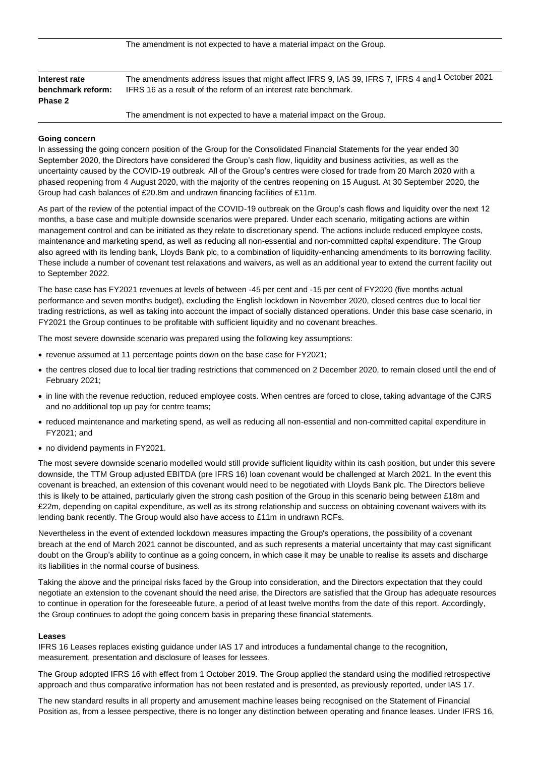| | | |
|---|---|---|
| | The amendment is not expected to have a material impact on the Group. | |
| **Interest rate benchmark reform: Phase 2** | The amendments address issues that might affect IFRS 9, IAS 39, IFRS 7, IFRS 4 and IFRS 16 as a result of the reform of an interest rate benchmark.<br><br>The amendment is not expected to have a material impact on the Group. | 1 October 2021 |

**Going concern**

In assessing the going concern position of the Group for the Consolidated Financial Statements for the year ended 30 September 2020, the Directors have considered the Group's cash flow, liquidity and business activities, as well as the uncertainty caused by the COVID-19 outbreak. All of the Group's centres were closed for trade from 20 March 2020 with a phased reopening from 4 August 2020, with the majority of the centres reopening on 15 August. At 30 September 2020, the Group had cash balances of £20.8m and undrawn financing facilities of £11m.

As part of the review of the potential impact of the COVID-19 outbreak on the Group's cash flows and liquidity over the next 12 months, a base case and multiple downside scenarios were prepared. Under each scenario, mitigating actions are within management control and can be initiated as they relate to discretionary spend. The actions include reduced employee costs, maintenance and marketing spend, as well as reducing all non-essential and non-committed capital expenditure. The Group also agreed with its lending bank, Lloyds Bank plc, to a combination of liquidity-enhancing amendments to its borrowing facility. These include a number of covenant test relaxations and waivers, as well as an additional year to extend the current facility out to September 2022.

The base case has FY2021 revenues at levels of between -45 per cent and -15 per cent of FY2020 (five months actual performance and seven months budget), excluding the English lockdown in November 2020, closed centres due to local tier trading restrictions, as well as taking into account the impact of socially distanced operations. Under this base case scenario, in FY2021 the Group continues to be profitable with sufficient liquidity and no covenant breaches.

The most severe downside scenario was prepared using the following key assumptions:

- revenue assumed at 11 percentage points down on the base case for FY2021;
- the centres closed due to local tier trading restrictions that commenced on 2 December 2020, to remain closed until the end of February 2021;
- in line with the revenue reduction, reduced employee costs. When centres are forced to close, taking advantage of the CJRS and no additional top up pay for centre teams;
- reduced maintenance and marketing spend, as well as reducing all non-essential and non-committed capital expenditure in FY2021; and
- no dividend payments in FY2021.

The most severe downside scenario modelled would still provide sufficient liquidity within its cash position, but under this severe downside, the TTM Group adjusted EBITDA (pre IFRS 16) loan covenant would be challenged at March 2021. In the event this covenant is breached, an extension of this covenant would need to be negotiated with Lloyds Bank plc. The Directors believe this is likely to be attained, particularly given the strong cash position of the Group in this scenario being between £18m and £22m, depending on capital expenditure, as well as its strong relationship and success on obtaining covenant waivers with its lending bank recently. The Group would also have access to £11m in undrawn RCFs.

Nevertheless in the event of extended lockdown measures impacting the Group's operations, the possibility of a covenant breach at the end of March 2021 cannot be discounted, and as such represents a material uncertainty that may cast significant doubt on the Group's ability to continue as a going concern, in which case it may be unable to realise its assets and discharge its liabilities in the normal course of business.

Taking the above and the principal risks faced by the Group into consideration, and the Directors expectation that they could negotiate an extension to the covenant should the need arise, the Directors are satisfied that the Group has adequate resources to continue in operation for the foreseeable future, a period of at least twelve months from the date of this report. Accordingly, the Group continues to adopt the going concern basis in preparing these financial statements.

**Leases**

IFRS 16 Leases replaces existing guidance under IAS 17 and introduces a fundamental change to the recognition, measurement, presentation and disclosure of leases for lessees.

The Group adopted IFRS 16 with effect from 1 October 2019. The Group applied the standard using the modified retrospective approach and thus comparative information has not been restated and is presented, as previously reported, under IAS 17.

The new standard results in all property and amusement machine leases being recognised on the Statement of Financial Position as, from a lessee perspective, there is no longer any distinction between operating and finance leases. Under IFRS 16,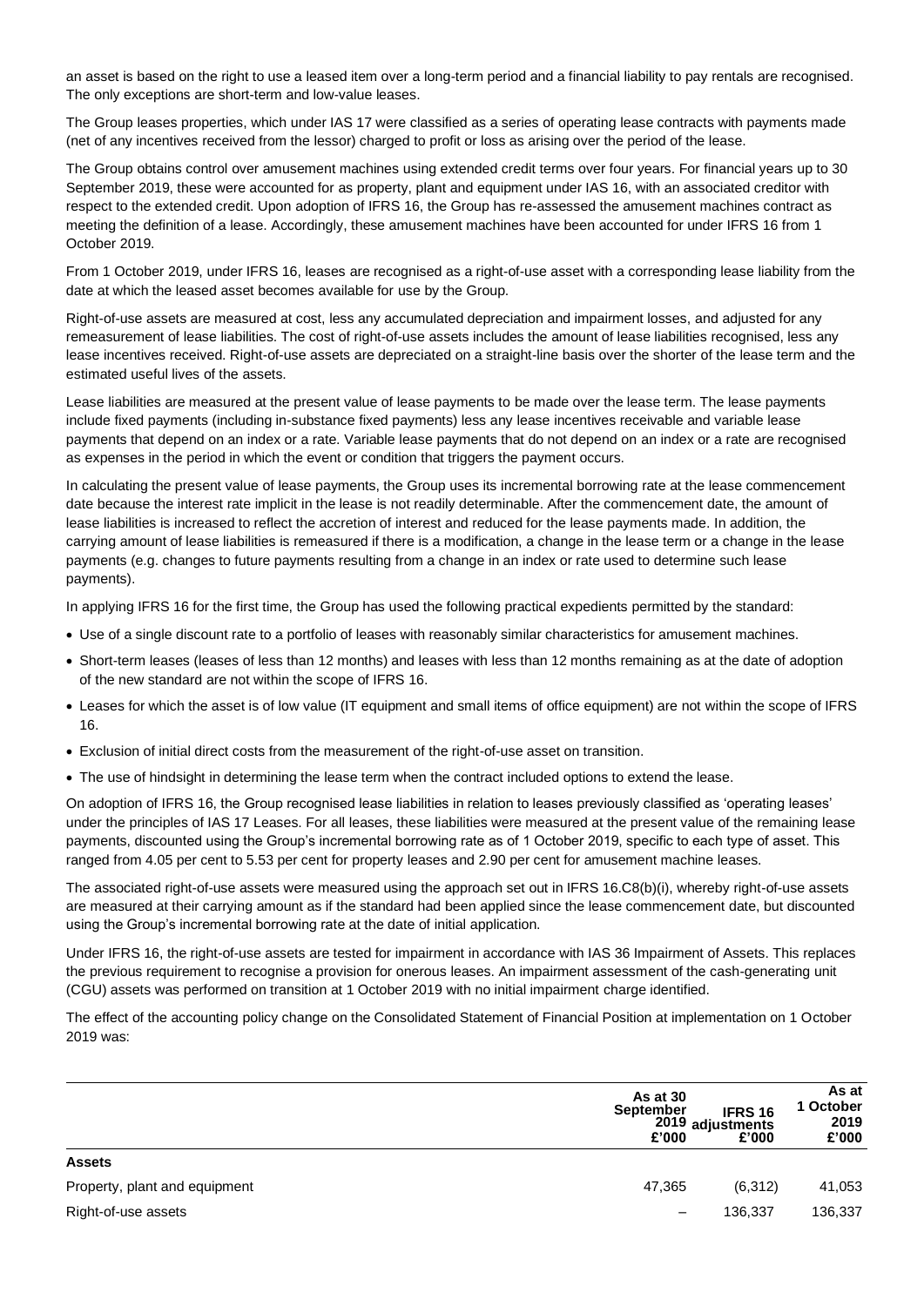an asset is based on the right to use a leased item over a long-term period and a financial liability to pay rentals are recognised. The only exceptions are short-term and low-value leases.

The Group leases properties, which under IAS 17 were classified as a series of operating lease contracts with payments made (net of any incentives received from the lessor) charged to profit or loss as arising over the period of the lease.

The Group obtains control over amusement machines using extended credit terms over four years. For financial years up to 30 September 2019, these were accounted for as property, plant and equipment under IAS 16, with an associated creditor with respect to the extended credit. Upon adoption of IFRS 16, the Group has re-assessed the amusement machines contract as meeting the definition of a lease. Accordingly, these amusement machines have been accounted for under IFRS 16 from 1 October 2019.

From 1 October 2019, under IFRS 16, leases are recognised as a right-of-use asset with a corresponding lease liability from the date at which the leased asset becomes available for use by the Group.

Right-of-use assets are measured at cost, less any accumulated depreciation and impairment losses, and adjusted for any remeasurement of lease liabilities. The cost of right-of-use assets includes the amount of lease liabilities recognised, less any lease incentives received. Right-of-use assets are depreciated on a straight-line basis over the shorter of the lease term and the estimated useful lives of the assets.

Lease liabilities are measured at the present value of lease payments to be made over the lease term. The lease payments include fixed payments (including in-substance fixed payments) less any lease incentives receivable and variable lease payments that depend on an index or a rate. Variable lease payments that do not depend on an index or a rate are recognised as expenses in the period in which the event or condition that triggers the payment occurs.

In calculating the present value of lease payments, the Group uses its incremental borrowing rate at the lease commencement date because the interest rate implicit in the lease is not readily determinable. After the commencement date, the amount of lease liabilities is increased to reflect the accretion of interest and reduced for the lease payments made. In addition, the carrying amount of lease liabilities is remeasured if there is a modification, a change in the lease term or a change in the lease payments (e.g. changes to future payments resulting from a change in an index or rate used to determine such lease payments).

In applying IFRS 16 for the first time, the Group has used the following practical expedients permitted by the standard:

- Use of a single discount rate to a portfolio of leases with reasonably similar characteristics for amusement machines.
- Short-term leases (leases of less than 12 months) and leases with less than 12 months remaining as at the date of adoption of the new standard are not within the scope of IFRS 16.
- Leases for which the asset is of low value (IT equipment and small items of office equipment) are not within the scope of IFRS 16.
- Exclusion of initial direct costs from the measurement of the right-of-use asset on transition.
- The use of hindsight in determining the lease term when the contract included options to extend the lease.

On adoption of IFRS 16, the Group recognised lease liabilities in relation to leases previously classified as 'operating leases' under the principles of IAS 17 Leases. For all leases, these liabilities were measured at the present value of the remaining lease payments, discounted using the Group's incremental borrowing rate as of 1 October 2019, specific to each type of asset. This ranged from 4.05 per cent to 5.53 per cent for property leases and 2.90 per cent for amusement machine leases.

The associated right-of-use assets were measured using the approach set out in IFRS 16.C8(b)(i), whereby right-of-use assets are measured at their carrying amount as if the standard had been applied since the lease commencement date, but discounted using the Group's incremental borrowing rate at the date of initial application.

Under IFRS 16, the right-of-use assets are tested for impairment in accordance with IAS 36 Impairment of Assets. This replaces the previous requirement to recognise a provision for onerous leases. An impairment assessment of the cash-generating unit (CGU) assets was performed on transition at 1 October 2019 with no initial impairment charge identified.

The effect of the accounting policy change on the Consolidated Statement of Financial Position at implementation on 1 October 2019 was:

| | As at 30 September 2019 £'000 | IFRS 16 adjustments £'000 | As at 1 October 2019 £'000 |
|---|---|---|---|
| **Assets** | | | |
| Property, plant and equipment | 47,365 | (6,312) | 41,053 |
| Right-of-use assets | – | 136,337 | 136,337 |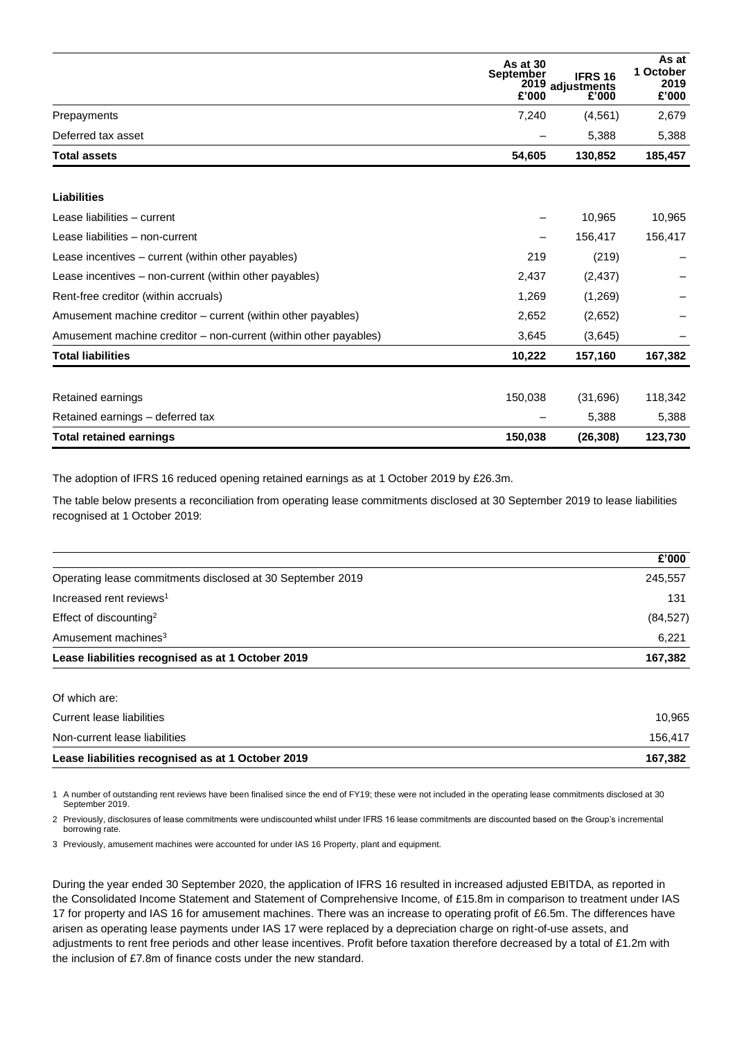| | As at 30 September 2019 £'000 | IFRS 16 adjustments £'000 | As at 1 October 2019 £'000 |
|---|---|---|---|
| Prepayments | 7,240 | (4,561) | 2,679 |
| Deferred tax asset | – | 5,388 | 5,388 |
| **Total assets** | **54,605** | **130,852** | **185,457** |
| | | | |
| **Liabilities** | | | |
| Lease liabilities – current | – | 10,965 | 10,965 |
| Lease liabilities – non-current | – | 156,417 | 156,417 |
| Lease incentives – current (within other payables) | 219 | (219) | – |
| Lease incentives – non-current (within other payables) | 2,437 | (2,437) | – |
| Rent-free creditor (within accruals) | 1,269 | (1,269) | – |
| Amusement machine creditor – current (within other payables) | 2,652 | (2,652) | – |
| Amusement machine creditor – non-current (within other payables) | 3,645 | (3,645) | – |
| **Total liabilities** | **10,222** | **157,160** | **167,382** |
| | | | |
| Retained earnings | 150,038 | (31,696) | 118,342 |
| Retained earnings – deferred tax | – | 5,388 | 5,388 |
| **Total retained earnings** | **150,038** | **(26,308)** | **123,730** |

The adoption of IFRS 16 reduced opening retained earnings as at 1 October 2019 by £26.3m.

The table below presents a reconciliation from operating lease commitments disclosed at 30 September 2019 to lease liabilities recognised at 1 October 2019:

| | £'000 |
|---|---|
| Operating lease commitments disclosed at 30 September 2019 | 245,557 |
| Increased rent reviews[1] | 131 |
| Effect of discounting[2] | (84,527) |
| Amusement machines[3] | 6,221 |
| **Lease liabilities recognised as at 1 October 2019** | **167,382** |
| | |
| Of which are: | |
| Current lease liabilities | 10,965 |
| Non-current lease liabilities | 156,417 |
| **Lease liabilities recognised as at 1 October 2019** | **167,382** |

1 A number of outstanding rent reviews have been finalised since the end of FY19; these were not included in the operating lease commitments disclosed at 30 September 2019.

2 Previously, disclosures of lease commitments were undiscounted whilst under IFRS 16 lease commitments are discounted based on the Group's incremental borrowing rate.

3 Previously, amusement machines were accounted for under IAS 16 Property, plant and equipment.

During the year ended 30 September 2020, the application of IFRS 16 resulted in increased adjusted EBITDA, as reported in the Consolidated Income Statement and Statement of Comprehensive Income, of £15.8m in comparison to treatment under IAS 17 for property and IAS 16 for amusement machines. There was an increase to operating profit of £6.5m. The differences have arisen as operating lease payments under IAS 17 were replaced by a depreciation charge on right-of-use assets, and adjustments to rent free periods and other lease incentives. Profit before taxation therefore decreased by a total of £1.2m with the inclusion of £7.8m of finance costs under the new standard.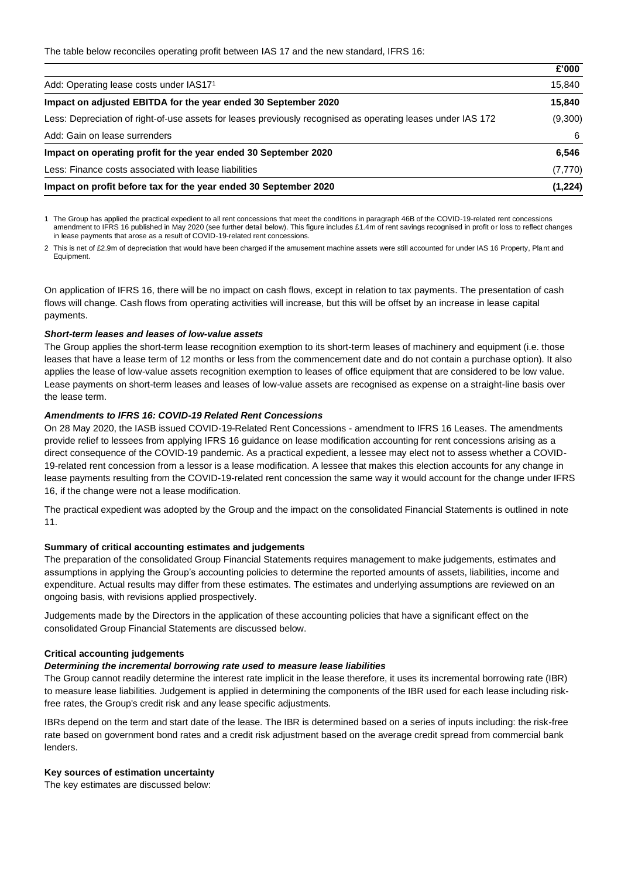The table below reconciles operating profit between IAS 17 and the new standard, IFRS 16:

| | £'000 |
|---|---|
| Add: Operating lease costs under IAS17[1] | 15,840 |
| **Impact on adjusted EBITDA for the year ended 30 September 2020** | **15,840** |
| Less: Depreciation of right-of-use assets for leases previously recognised as operating leases under IAS 17[2] | (9,300) |
| Add: Gain on lease surrenders | 6 |
| **Impact on operating profit for the year ended 30 September 2020** | **6,546** |
| Less: Finance costs associated with lease liabilities | (7,770) |
| **Impact on profit before tax for the year ended 30 September 2020** | **(1,224)** |

1 The Group has applied the practical expedient to all rent concessions that meet the conditions in paragraph 46B of the COVID-19-related rent concessions amendment to IFRS 16 published in May 2020 (see further detail below). This figure includes £1.4m of rent savings recognised in profit or loss to reflect changes in lease payments that arose as a result of COVID-19-related rent concessions.

2 This is net of £2.9m of depreciation that would have been charged if the amusement machine assets were still accounted for under IAS 16 Property, Plant and Equipment.

On application of IFRS 16, there will be no impact on cash flows, except in relation to tax payments. The presentation of cash flows will change. Cash flows from operating activities will increase, but this will be offset by an increase in lease capital payments.

***Short-term leases and leases of low-value assets***

The Group applies the short-term lease recognition exemption to its short-term leases of machinery and equipment (i.e. those leases that have a lease term of 12 months or less from the commencement date and do not contain a purchase option). It also applies the lease of low-value assets recognition exemption to leases of office equipment that are considered to be low value. Lease payments on short-term leases and leases of low-value assets are recognised as expense on a straight-line basis over the lease term.

***Amendments to IFRS 16: COVID-19 Related Rent Concessions***

On 28 May 2020, the IASB issued COVID-19-Related Rent Concessions - amendment to IFRS 16 Leases. The amendments provide relief to lessees from applying IFRS 16 guidance on lease modification accounting for rent concessions arising as a direct consequence of the COVID-19 pandemic. As a practical expedient, a lessee may elect not to assess whether a COVID-19-related rent concession from a lessor is a lease modification. A lessee that makes this election accounts for any change in lease payments resulting from the COVID-19-related rent concession the same way it would account for the change under IFRS 16, if the change were not a lease modification.

The practical expedient was adopted by the Group and the impact on the consolidated Financial Statements is outlined in note 11.

**Summary of critical accounting estimates and judgements**

The preparation of the consolidated Group Financial Statements requires management to make judgements, estimates and assumptions in applying the Group's accounting policies to determine the reported amounts of assets, liabilities, income and expenditure. Actual results may differ from these estimates. The estimates and underlying assumptions are reviewed on an ongoing basis, with revisions applied prospectively.

Judgements made by the Directors in the application of these accounting policies that have a significant effect on the consolidated Group Financial Statements are discussed below.

**Critical accounting judgements**

***Determining the incremental borrowing rate used to measure lease liabilities***

The Group cannot readily determine the interest rate implicit in the lease therefore, it uses its incremental borrowing rate (IBR) to measure lease liabilities. Judgement is applied in determining the components of the IBR used for each lease including risk-free rates, the Group's credit risk and any lease specific adjustments.

IBRs depend on the term and start date of the lease. The IBR is determined based on a series of inputs including: the risk-free rate based on government bond rates and a credit risk adjustment based on the average credit spread from commercial bank lenders.

**Key sources of estimation uncertainty**

The key estimates are discussed below: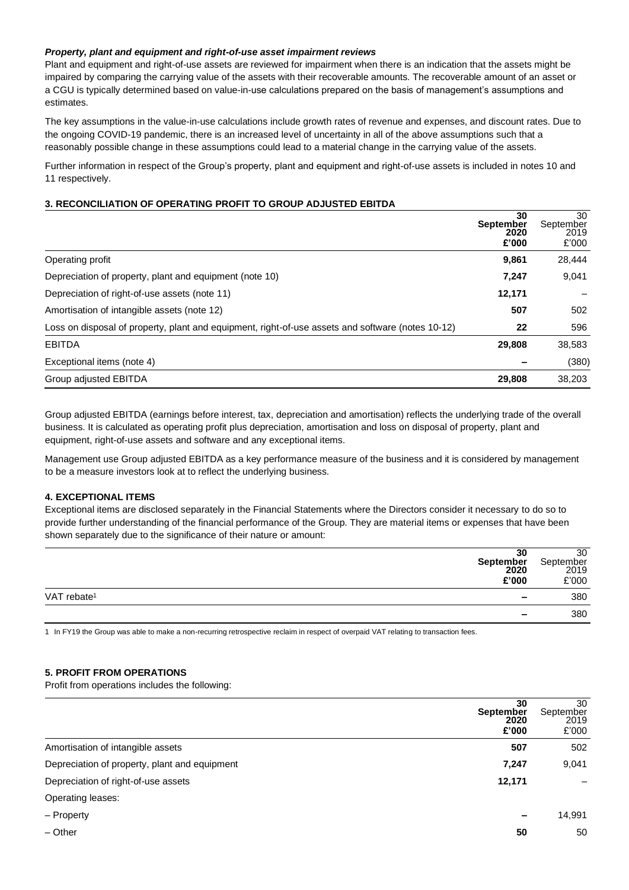***Property, plant and equipment and right-of-use asset impairment reviews***

Plant and equipment and right-of-use assets are reviewed for impairment when there is an indication that the assets might be impaired by comparing the carrying value of the assets with their recoverable amounts. The recoverable amount of an asset or a CGU is typically determined based on value-in-use calculations prepared on the basis of management's assumptions and estimates.

The key assumptions in the value-in-use calculations include growth rates of revenue and expenses, and discount rates. Due to the ongoing COVID-19 pandemic, there is an increased level of uncertainty in all of the above assumptions such that a reasonably possible change in these assumptions could lead to a material change in the carrying value of the assets.

Further information in respect of the Group's property, plant and equipment and right-of-use assets is included in notes 10 and 11 respectively.

**3. RECONCILIATION OF OPERATING PROFIT TO GROUP ADJUSTED EBITDA**

| | **30 September 2020 £'000** | 30 September 2019 £'000 |
|---|---|---|
| Operating profit | **9,861** | 28,444 |
| Depreciation of property, plant and equipment (note 10) | **7,247** | 9,041 |
| Depreciation of right-of-use assets (note 11) | **12,171** | – |
| Amortisation of intangible assets (note 12) | **507** | 502 |
| Loss on disposal of property, plant and equipment, right-of-use assets and software (notes 10-12) | **22** | 596 |
| EBITDA | **29,808** | 38,583 |
| Exceptional items (note 4) | **–** | (380) |
| Group adjusted EBITDA | **29,808** | 38,203 |

Group adjusted EBITDA (earnings before interest, tax, depreciation and amortisation) reflects the underlying trade of the overall business. It is calculated as operating profit plus depreciation, amortisation and loss on disposal of property, plant and equipment, right-of-use assets and software and any exceptional items.

Management use Group adjusted EBITDA as a key performance measure of the business and it is considered by management to be a measure investors look at to reflect the underlying business.

**4. EXCEPTIONAL ITEMS**

Exceptional items are disclosed separately in the Financial Statements where the Directors consider it necessary to do so to provide further understanding of the financial performance of the Group. They are material items or expenses that have been shown separately due to the significance of their nature or amount:

| | **30 September 2020 £'000** | 30 September 2019 £'000 |
|---|---|---|
| VAT rebate[1] | **–** | 380 |
| | **–** | 380 |

1 In FY19 the Group was able to make a non-recurring retrospective reclaim in respect of overpaid VAT relating to transaction fees.

**5. PROFIT FROM OPERATIONS**

Profit from operations includes the following:

| | **30 September 2020 £'000** | 30 September 2019 £'000 |
|---|---|---|
| Amortisation of intangible assets | **507** | 502 |
| Depreciation of property, plant and equipment | **7,247** | 9,041 |
| Depreciation of right-of-use assets | **12,171** | – |
| Operating leases: | | |
| – Property | **–** | 14,991 |
| – Other | **50** | 50 |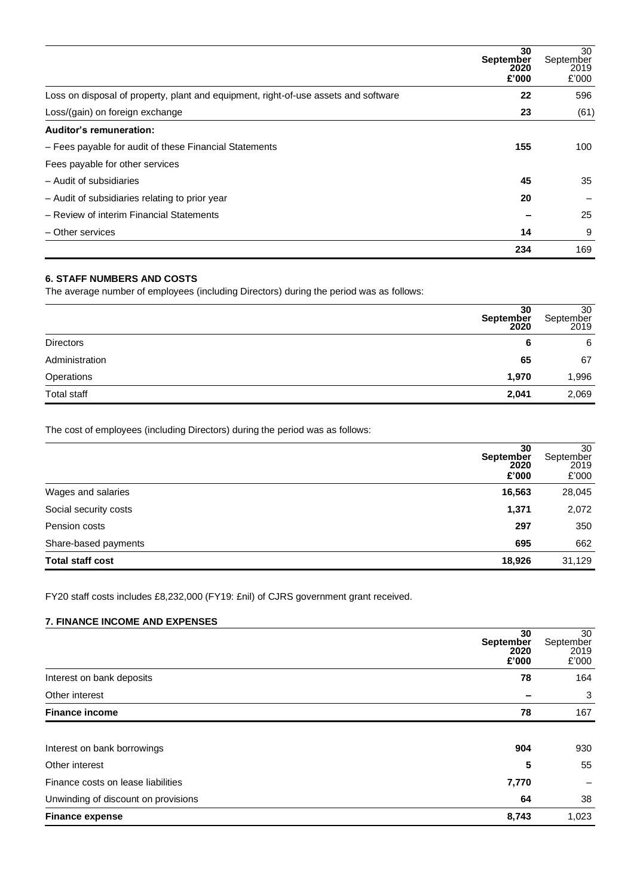| | 30 September 2020 £'000 | 30 September 2019 £'000 |
|---|---|---|
| Loss on disposal of property, plant and equipment, right-of-use assets and software | **22** | 596 |
| Loss/(gain) on foreign exchange | **23** | (61) |
| **Auditor's remuneration:** | | |
| – Fees payable for audit of these Financial Statements | **155** | 100 |
| Fees payable for other services | | |
| – Audit of subsidiaries | **45** | 35 |
| – Audit of subsidiaries relating to prior year | **20** | – |
| – Review of interim Financial Statements | **–** | 25 |
| – Other services | **14** | 9 |
| | **234** | 169 |

### 6. STAFF NUMBERS AND COSTS

The average number of employees (including Directors) during the period was as follows:

| | 30 September 2020 | 30 September 2019 |
|---|---|---|
| Directors | **6** | 6 |
| Administration | **65** | 67 |
| Operations | **1,970** | 1,996 |
| Total staff | **2,041** | 2,069 |

The cost of employees (including Directors) during the period was as follows:

| | 30 September 2020 £'000 | 30 September 2019 £'000 |
|---|---|---|
| Wages and salaries | **16,563** | 28,045 |
| Social security costs | **1,371** | 2,072 |
| Pension costs | **297** | 350 |
| Share-based payments | **695** | 662 |
| **Total staff cost** | **18,926** | 31,129 |

FY20 staff costs includes £8,232,000 (FY19: £nil) of CJRS government grant received.

### 7. FINANCE INCOME AND EXPENSES

| | 30 September 2020 £'000 | 30 September 2019 £'000 |
|---|---|---|
| Interest on bank deposits | **78** | 164 |
| Other interest | **–** | 3 |
| **Finance income** | **78** | 167 |
| | | |
| Interest on bank borrowings | **904** | 930 |
| Other interest | **5** | 55 |
| Finance costs on lease liabilities | **7,770** | – |
| Unwinding of discount on provisions | **64** | 38 |
| **Finance expense** | **8,743** | 1,023 |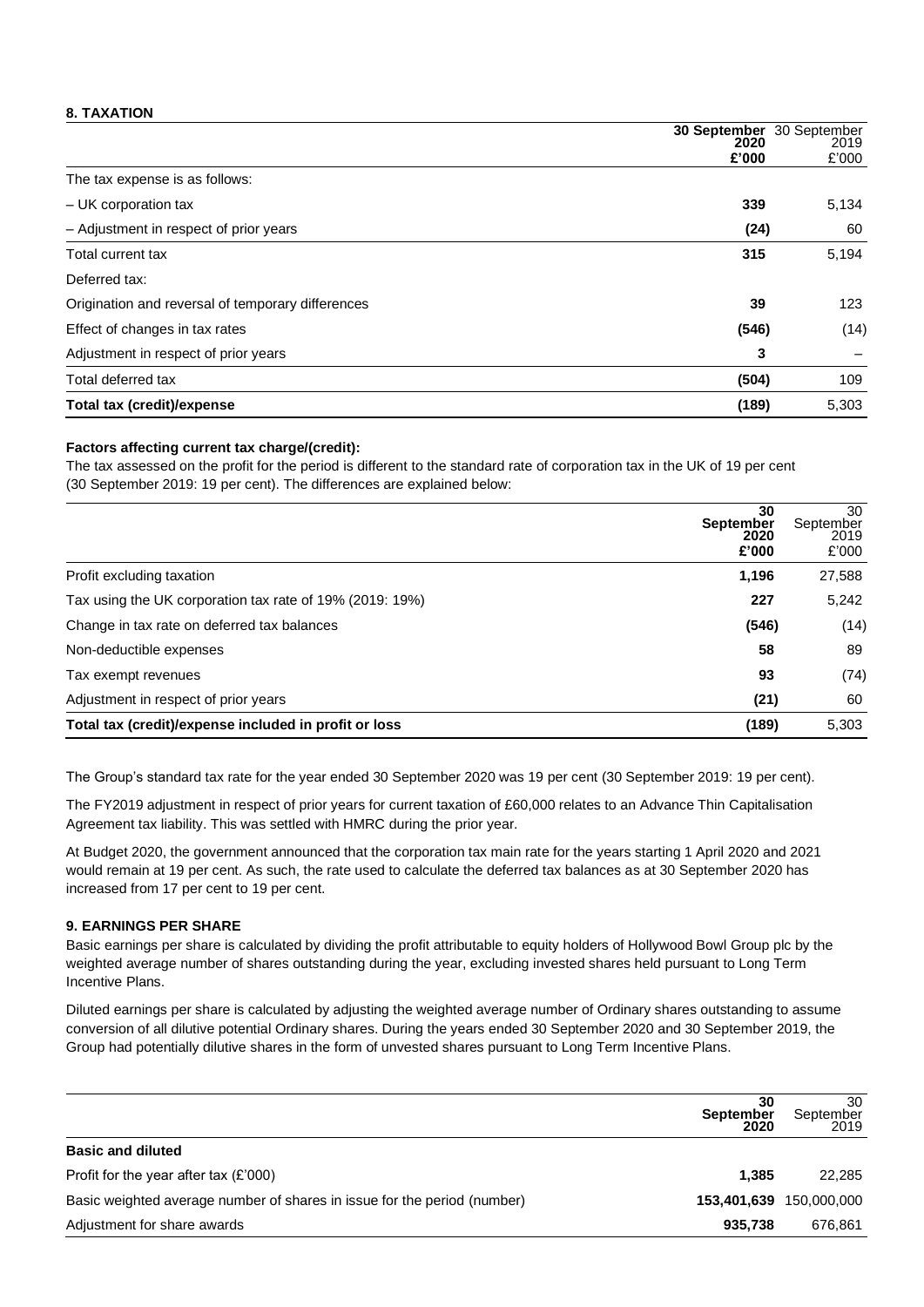## 8. TAXATION

| | 30 September 2020 £'000 | 30 September 2019 £'000 |
|---|---|---|
| The tax expense is as follows: | | |
| – UK corporation tax | **339** | 5,134 |
| – Adjustment in respect of prior years | **(24)** | 60 |
| Total current tax | **315** | 5,194 |
| Deferred tax: | | |
| Origination and reversal of temporary differences | **39** | 123 |
| Effect of changes in tax rates | **(546)** | (14) |
| Adjustment in respect of prior years | **3** | – |
| Total deferred tax | **(504)** | 109 |
| **Total tax (credit)/expense** | **(189)** | 5,303 |

**Factors affecting current tax charge/(credit):**

The tax assessed on the profit for the period is different to the standard rate of corporation tax in the UK of 19 per cent (30 September 2019: 19 per cent). The differences are explained below:

| | 30 September 2020 £'000 | 30 September 2019 £'000 |
|---|---|---|
| Profit excluding taxation | **1,196** | 27,588 |
| Tax using the UK corporation tax rate of 19% (2019: 19%) | **227** | 5,242 |
| Change in tax rate on deferred tax balances | **(546)** | (14) |
| Non-deductible expenses | **58** | 89 |
| Tax exempt revenues | **93** | (74) |
| Adjustment in respect of prior years | **(21)** | 60 |
| **Total tax (credit)/expense included in profit or loss** | **(189)** | 5,303 |

The Group's standard tax rate for the year ended 30 September 2020 was 19 per cent (30 September 2019: 19 per cent).

The FY2019 adjustment in respect of prior years for current taxation of £60,000 relates to an Advance Thin Capitalisation Agreement tax liability. This was settled with HMRC during the prior year.

At Budget 2020, the government announced that the corporation tax main rate for the years starting 1 April 2020 and 2021 would remain at 19 per cent. As such, the rate used to calculate the deferred tax balances as at 30 September 2020 has increased from 17 per cent to 19 per cent.

## 9. EARNINGS PER SHARE

Basic earnings per share is calculated by dividing the profit attributable to equity holders of Hollywood Bowl Group plc by the weighted average number of shares outstanding during the year, excluding invested shares held pursuant to Long Term Incentive Plans.

Diluted earnings per share is calculated by adjusting the weighted average number of Ordinary shares outstanding to assume conversion of all dilutive potential Ordinary shares. During the years ended 30 September 2020 and 30 September 2019, the Group had potentially dilutive shares in the form of unvested shares pursuant to Long Term Incentive Plans.

| | 30 September 2020 | 30 September 2019 |
|---|---|---|
| **Basic and diluted** | | |
| Profit for the year after tax (£'000) | **1,385** | 22,285 |
| Basic weighted average number of shares in issue for the period (number) | **153,401,639** | 150,000,000 |
| Adjustment for share awards | **935,738** | 676,861 |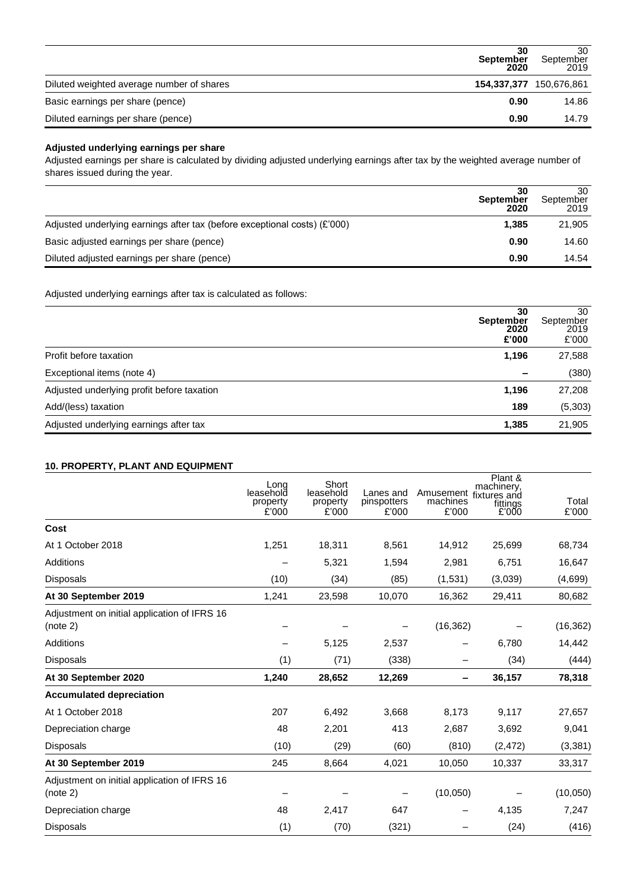| | 30 September 2020 | 30 September 2019 |
|---|---|---|
| Diluted weighted average number of shares | **154,337,377** | 150,676,861 |
| Basic earnings per share (pence) | **0.90** | 14.86 |
| Diluted earnings per share (pence) | **0.90** | 14.79 |

**Adjusted underlying earnings per share**

Adjusted earnings per share is calculated by dividing adjusted underlying earnings after tax by the weighted average number of shares issued during the year.

| | 30 September 2020 | 30 September 2019 |
|---|---|---|
| Adjusted underlying earnings after tax (before exceptional costs) (£'000) | **1,385** | 21,905 |
| Basic adjusted earnings per share (pence) | **0.90** | 14.60 |
| Diluted adjusted earnings per share (pence) | **0.90** | 14.54 |

Adjusted underlying earnings after tax is calculated as follows:

| | 30 September 2020 £'000 | 30 September 2019 £'000 |
|---|---|---|
| Profit before taxation | **1,196** | 27,588 |
| Exceptional items (note 4) | **–** | (380) |
| Adjusted underlying profit before taxation | **1,196** | 27,208 |
| Add/(less) taxation | **189** | (5,303) |
| Adjusted underlying earnings after tax | **1,385** | 21,905 |

**10. PROPERTY, PLANT AND EQUIPMENT**

| | Long leasehold property £'000 | Short leasehold property £'000 | Lanes and pinspotters £'000 | Amusement machines £'000 | Plant & machinery, fixtures and fittings £'000 | Total £'000 |
|---|---|---|---|---|---|---|
| **Cost** | | | | | | |
| At 1 October 2018 | 1,251 | 18,311 | 8,561 | 14,912 | 25,699 | 68,734 |
| Additions | – | 5,321 | 1,594 | 2,981 | 6,751 | 16,647 |
| Disposals | (10) | (34) | (85) | (1,531) | (3,039) | (4,699) |
| **At 30 September 2019** | 1,241 | 23,598 | 10,070 | 16,362 | 29,411 | 80,682 |
| Adjustment on initial application of IFRS 16 (note 2) | – | – | – | (16,362) | – | (16,362) |
| Additions | – | 5,125 | 2,537 | – | 6,780 | 14,442 |
| Disposals | (1) | (71) | (338) | – | (34) | (444) |
| **At 30 September 2020** | **1,240** | **28,652** | **12,269** | **–** | **36,157** | **78,318** |
| **Accumulated depreciation** | | | | | | |
| At 1 October 2018 | 207 | 6,492 | 3,668 | 8,173 | 9,117 | 27,657 |
| Depreciation charge | 48 | 2,201 | 413 | 2,687 | 3,692 | 9,041 |
| Disposals | (10) | (29) | (60) | (810) | (2,472) | (3,381) |
| **At 30 September 2019** | 245 | 8,664 | 4,021 | 10,050 | 10,337 | 33,317 |
| Adjustment on initial application of IFRS 16 (note 2) | – | – | – | (10,050) | – | (10,050) |
| Depreciation charge | 48 | 2,417 | 647 | – | 4,135 | 7,247 |
| Disposals | (1) | (70) | (321) | – | (24) | (416) |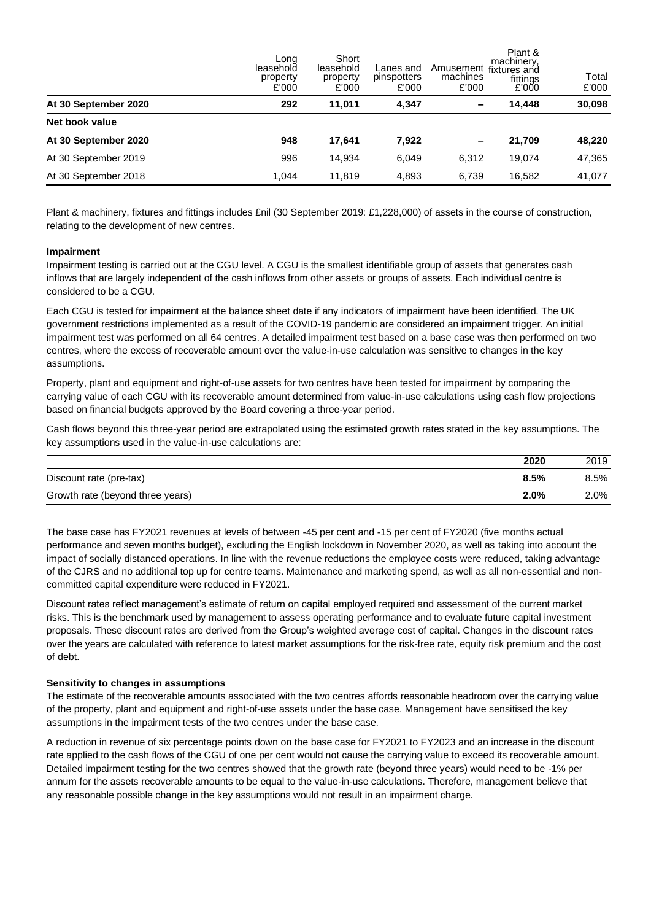| | Long leasehold property £'000 | Short leasehold property £'000 | Lanes and pinspotters £'000 | Amusement machines £'000 | Plant & machinery, fixtures and fittings £'000 | Total £'000 |
|---|---|---|---|---|---|---|
| **At 30 September 2020** | **292** | **11,011** | **4,347** | **–** | **14,448** | **30,098** |
| **Net book value** | | | | | | |
| **At 30 September 2020** | **948** | **17,641** | **7,922** | **–** | **21,709** | **48,220** |
| At 30 September 2019 | 996 | 14,934 | 6,049 | 6,312 | 19,074 | 47,365 |
| At 30 September 2018 | 1,044 | 11,819 | 4,893 | 6,739 | 16,582 | 41,077 |

Plant & machinery, fixtures and fittings includes £nil (30 September 2019: £1,228,000) of assets in the course of construction, relating to the development of new centres.

**Impairment**

Impairment testing is carried out at the CGU level. A CGU is the smallest identifiable group of assets that generates cash inflows that are largely independent of the cash inflows from other assets or groups of assets. Each individual centre is considered to be a CGU.

Each CGU is tested for impairment at the balance sheet date if any indicators of impairment have been identified. The UK government restrictions implemented as a result of the COVID-19 pandemic are considered an impairment trigger. An initial impairment test was performed on all 64 centres. A detailed impairment test based on a base case was then performed on two centres, where the excess of recoverable amount over the value-in-use calculation was sensitive to changes in the key assumptions.

Property, plant and equipment and right-of-use assets for two centres have been tested for impairment by comparing the carrying value of each CGU with its recoverable amount determined from value-in-use calculations using cash flow projections based on financial budgets approved by the Board covering a three-year period.

Cash flows beyond this three-year period are extrapolated using the estimated growth rates stated in the key assumptions. The key assumptions used in the value-in-use calculations are:

| | 2020 | 2019 |
|---|---|---|
| Discount rate (pre-tax) | **8.5%** | 8.5% |
| Growth rate (beyond three years) | **2.0%** | 2.0% |

The base case has FY2021 revenues at levels of between -45 per cent and -15 per cent of FY2020 (five months actual performance and seven months budget), excluding the English lockdown in November 2020, as well as taking into account the impact of socially distanced operations. In line with the revenue reductions the employee costs were reduced, taking advantage of the CJRS and no additional top up for centre teams. Maintenance and marketing spend, as well as all non-essential and non-committed capital expenditure were reduced in FY2021.

Discount rates reflect management's estimate of return on capital employed required and assessment of the current market risks. This is the benchmark used by management to assess operating performance and to evaluate future capital investment proposals. These discount rates are derived from the Group's weighted average cost of capital. Changes in the discount rates over the years are calculated with reference to latest market assumptions for the risk-free rate, equity risk premium and the cost of debt.

**Sensitivity to changes in assumptions**

The estimate of the recoverable amounts associated with the two centres affords reasonable headroom over the carrying value of the property, plant and equipment and right-of-use assets under the base case. Management have sensitised the key assumptions in the impairment tests of the two centres under the base case.

A reduction in revenue of six percentage points down on the base case for FY2021 to FY2023 and an increase in the discount rate applied to the cash flows of the CGU of one per cent would not cause the carrying value to exceed its recoverable amount. Detailed impairment testing for the two centres showed that the growth rate (beyond three years) would need to be -1% per annum for the assets recoverable amounts to be equal to the value-in-use calculations. Therefore, management believe that any reasonable possible change in the key assumptions would not result in an impairment charge.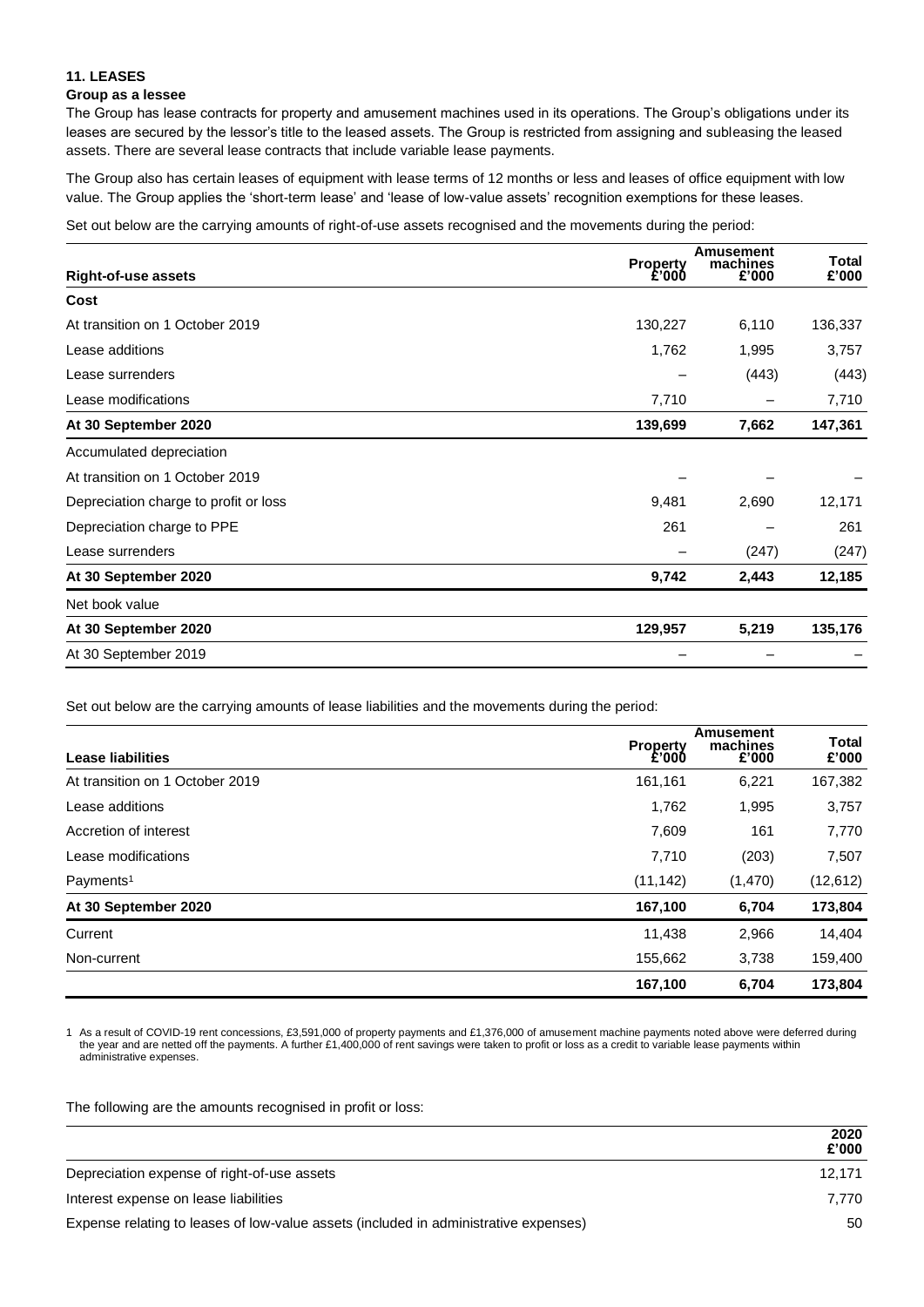**11. LEASES**

**Group as a lessee**

The Group has lease contracts for property and amusement machines used in its operations. The Group's obligations under its leases are secured by the lessor's title to the leased assets. The Group is restricted from assigning and subleasing the leased assets. There are several lease contracts that include variable lease payments.

The Group also has certain leases of equipment with lease terms of 12 months or less and leases of office equipment with low value. The Group applies the 'short-term lease' and 'lease of low-value assets' recognition exemptions for these leases.

Set out below are the carrying amounts of right-of-use assets recognised and the movements during the period:

| Right-of-use assets | Property £'000 | Amusement machines £'000 | Total £'000 |
|---|---|---|---|
| **Cost** | | | |
| At transition on 1 October 2019 | 130,227 | 6,110 | 136,337 |
| Lease additions | 1,762 | 1,995 | 3,757 |
| Lease surrenders | – | (443) | (443) |
| Lease modifications | 7,710 | – | 7,710 |
| **At 30 September 2020** | **139,699** | **7,662** | **147,361** |
| Accumulated depreciation | | | |
| At transition on 1 October 2019 | – | – | – |
| Depreciation charge to profit or loss | 9,481 | 2,690 | 12,171 |
| Depreciation charge to PPE | 261 | – | 261 |
| Lease surrenders | – | (247) | (247) |
| **At 30 September 2020** | **9,742** | **2,443** | **12,185** |
| Net book value | | | |
| **At 30 September 2020** | **129,957** | **5,219** | **135,176** |
| At 30 September 2019 | – | – | – |

Set out below are the carrying amounts of lease liabilities and the movements during the period:

| Lease liabilities | Property £'000 | Amusement machines £'000 | Total £'000 |
|---|---|---|---|
| At transition on 1 October 2019 | 161,161 | 6,221 | 167,382 |
| Lease additions | 1,762 | 1,995 | 3,757 |
| Accretion of interest | 7,609 | 161 | 7,770 |
| Lease modifications | 7,710 | (203) | 7,507 |
| Payments[1] | (11,142) | (1,470) | (12,612) |
| **At 30 September 2020** | **167,100** | **6,704** | **173,804** |
| Current | 11,438 | 2,966 | 14,404 |
| Non-current | 155,662 | 3,738 | 159,400 |
| | **167,100** | **6,704** | **173,804** |

1 As a result of COVID-19 rent concessions, £3,591,000 of property payments and £1,376,000 of amusement machine payments noted above were deferred during the year and are netted off the payments. A further £1,400,000 of rent savings were taken to profit or loss as a credit to variable lease payments within administrative expenses.

The following are the amounts recognised in profit or loss:

| | 2020 £'000 |
|---|---|
| Depreciation expense of right-of-use assets | 12,171 |
| Interest expense on lease liabilities | 7,770 |
| Expense relating to leases of low-value assets (included in administrative expenses) | 50 |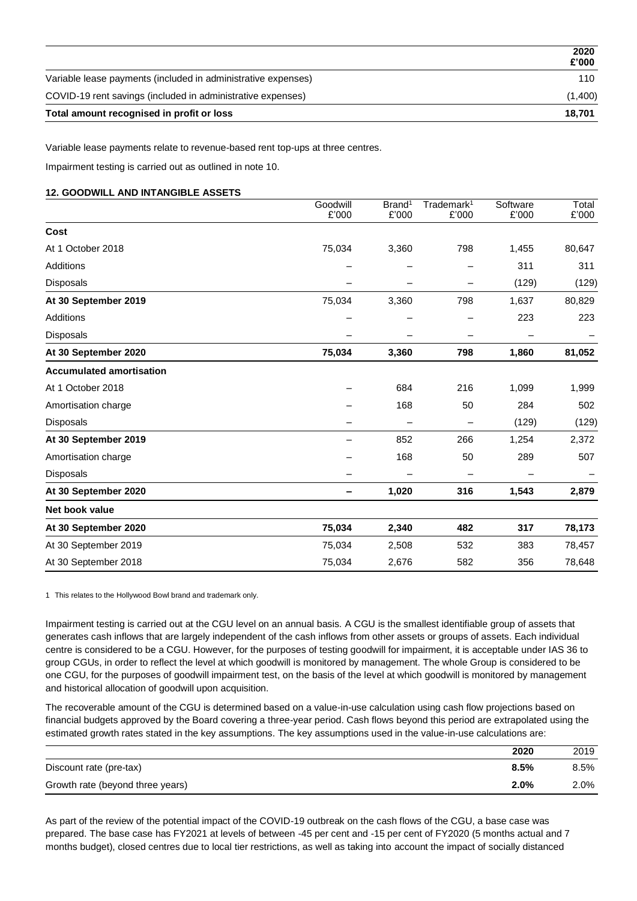| | 2020 £'000 |
|---|---|
| Variable lease payments (included in administrative expenses) | 110 |
| COVID-19 rent savings (included in administrative expenses) | (1,400) |
| **Total amount recognised in profit or loss** | **18,701** |

Variable lease payments relate to revenue-based rent top-ups at three centres.

Impairment testing is carried out as outlined in note 10.

**12. GOODWILL AND INTANGIBLE ASSETS**

| | Goodwill £'000 | Brand[1] £'000 | Trademark[1] £'000 | Software £'000 | Total £'000 |
|---|---|---|---|---|---|
| **Cost** | | | | | |
| At 1 October 2018 | 75,034 | 3,360 | 798 | 1,455 | 80,647 |
| Additions | – | – | – | 311 | 311 |
| Disposals | – | – | – | (129) | (129) |
| **At 30 September 2019** | 75,034 | 3,360 | 798 | 1,637 | 80,829 |
| Additions | – | – | – | 223 | 223 |
| Disposals | – | – | – | – | – |
| **At 30 September 2020** | **75,034** | **3,360** | **798** | **1,860** | **81,052** |
| **Accumulated amortisation** | | | | | |
| At 1 October 2018 | – | 684 | 216 | 1,099 | 1,999 |
| Amortisation charge | – | 168 | 50 | 284 | 502 |
| Disposals | – | – | – | (129) | (129) |
| **At 30 September 2019** | – | 852 | 266 | 1,254 | 2,372 |
| Amortisation charge | – | 168 | 50 | 289 | 507 |
| Disposals | – | – | – | – | – |
| **At 30 September 2020** | **–** | **1,020** | **316** | **1,543** | **2,879** |
| **Net book value** | | | | | |
| **At 30 September 2020** | **75,034** | **2,340** | **482** | **317** | **78,173** |
| At 30 September 2019 | 75,034 | 2,508 | 532 | 383 | 78,457 |
| At 30 September 2018 | 75,034 | 2,676 | 582 | 356 | 78,648 |

1 This relates to the Hollywood Bowl brand and trademark only.

Impairment testing is carried out at the CGU level on an annual basis. A CGU is the smallest identifiable group of assets that generates cash inflows that are largely independent of the cash inflows from other assets or groups of assets. Each individual centre is considered to be a CGU. However, for the purposes of testing goodwill for impairment, it is acceptable under IAS 36 to group CGUs, in order to reflect the level at which goodwill is monitored by management. The whole Group is considered to be one CGU, for the purposes of goodwill impairment test, on the basis of the level at which goodwill is monitored by management and historical allocation of goodwill upon acquisition.

The recoverable amount of the CGU is determined based on a value-in-use calculation using cash flow projections based on financial budgets approved by the Board covering a three-year period. Cash flows beyond this period are extrapolated using the estimated growth rates stated in the key assumptions. The key assumptions used in the value-in-use calculations are:

| | 2020 | 2019 |
|---|---|---|
| Discount rate (pre-tax) | **8.5%** | 8.5% |
| Growth rate (beyond three years) | **2.0%** | 2.0% |

As part of the review of the potential impact of the COVID-19 outbreak on the cash flows of the CGU, a base case was prepared. The base case has FY2021 at levels of between -45 per cent and -15 per cent of FY2020 (5 months actual and 7 months budget), closed centres due to local tier restrictions, as well as taking into account the impact of socially distanced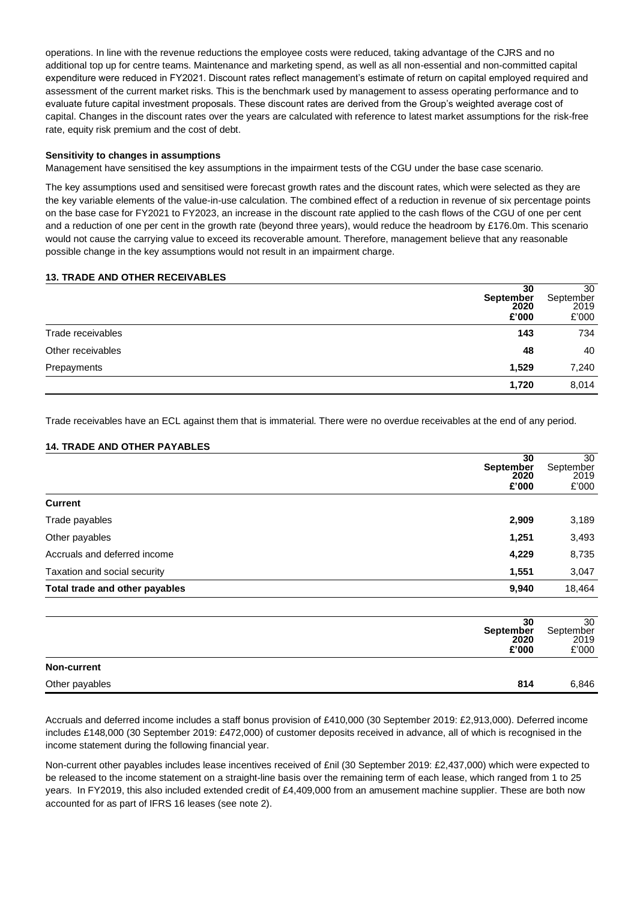operations. In line with the revenue reductions the employee costs were reduced, taking advantage of the CJRS and no additional top up for centre teams. Maintenance and marketing spend, as well as all non-essential and non-committed capital expenditure were reduced in FY2021. Discount rates reflect management's estimate of return on capital employed required and assessment of the current market risks. This is the benchmark used by management to assess operating performance and to evaluate future capital investment proposals. These discount rates are derived from the Group's weighted average cost of capital. Changes in the discount rates over the years are calculated with reference to latest market assumptions for the risk-free rate, equity risk premium and the cost of debt.

**Sensitivity to changes in assumptions**

Management have sensitised the key assumptions in the impairment tests of the CGU under the base case scenario.

The key assumptions used and sensitised were forecast growth rates and the discount rates, which were selected as they are the key variable elements of the value-in-use calculation. The combined effect of a reduction in revenue of six percentage points on the base case for FY2021 to FY2023, an increase in the discount rate applied to the cash flows of the CGU of one per cent and a reduction of one per cent in the growth rate (beyond three years), would reduce the headroom by £176.0m. This scenario would not cause the carrying value to exceed its recoverable amount. Therefore, management believe that any reasonable possible change in the key assumptions would not result in an impairment charge.

**13. TRADE AND OTHER RECEIVABLES**

| | **30 September 2020 £'000** | 30 September 2019 £'000 |
|---|---|---|
| Trade receivables | **143** | 734 |
| Other receivables | **48** | 40 |
| Prepayments | **1,529** | 7,240 |
| | **1,720** | 8,014 |

Trade receivables have an ECL against them that is immaterial. There were no overdue receivables at the end of any period.

**14. TRADE AND OTHER PAYABLES**

| | **30 September 2020 £'000** | 30 September 2019 £'000 |
|---|---|---|
| **Current** | | |
| Trade payables | **2,909** | 3,189 |
| Other payables | **1,251** | 3,493 |
| Accruals and deferred income | **4,229** | 8,735 |
| Taxation and social security | **1,551** | 3,047 |
| **Total trade and other payables** | **9,940** | 18,464 |

| | **30 September 2020 £'000** | 30 September 2019 £'000 |
|---|---|---|
| **Non-current** | | |
| Other payables | **814** | 6,846 |

Accruals and deferred income includes a staff bonus provision of £410,000 (30 September 2019: £2,913,000). Deferred income includes £148,000 (30 September 2019: £472,000) of customer deposits received in advance, all of which is recognised in the income statement during the following financial year.

Non-current other payables includes lease incentives received of £nil (30 September 2019: £2,437,000) which were expected to be released to the income statement on a straight-line basis over the remaining term of each lease, which ranged from 1 to 25 years. In FY2019, this also included extended credit of £4,409,000 from an amusement machine supplier. These are both now accounted for as part of IFRS 16 leases (see note 2).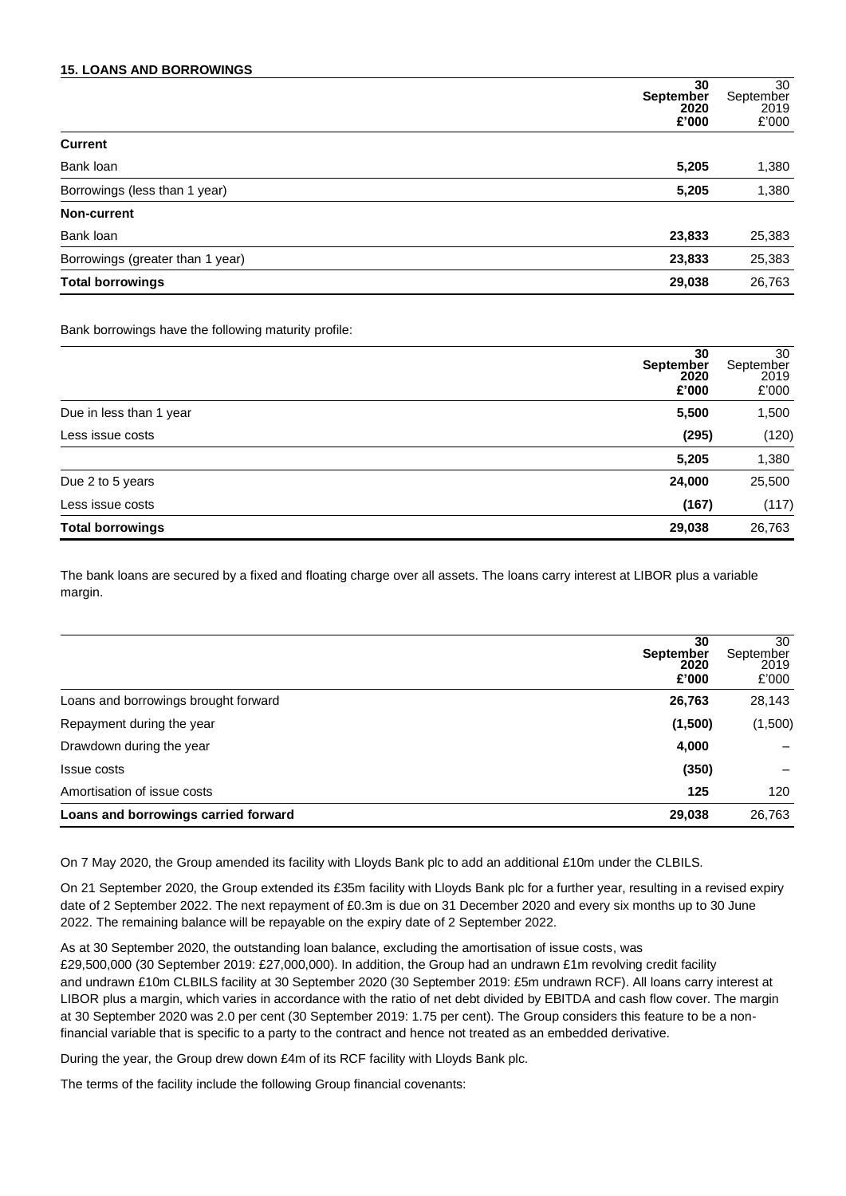**15. LOANS AND BORROWINGS**

| | 30 September 2020 £'000 | 30 September 2019 £'000 |
|---|---|---|
| **Current** | | |
| Bank loan | **5,205** | 1,380 |
| Borrowings (less than 1 year) | **5,205** | 1,380 |
| **Non-current** | | |
| Bank loan | **23,833** | 25,383 |
| Borrowings (greater than 1 year) | **23,833** | 25,383 |
| **Total borrowings** | **29,038** | 26,763 |

Bank borrowings have the following maturity profile:

| | 30 September 2020 £'000 | 30 September 2019 £'000 |
|---|---|---|
| Due in less than 1 year | **5,500** | 1,500 |
| Less issue costs | **(295)** | (120) |
| | **5,205** | 1,380 |
| Due 2 to 5 years | **24,000** | 25,500 |
| Less issue costs | **(167)** | (117) |
| **Total borrowings** | **29,038** | 26,763 |

The bank loans are secured by a fixed and floating charge over all assets. The loans carry interest at LIBOR plus a variable margin.

| | 30 September 2020 £'000 | 30 September 2019 £'000 |
|---|---|---|
| Loans and borrowings brought forward | **26,763** | 28,143 |
| Repayment during the year | **(1,500)** | (1,500) |
| Drawdown during the year | **4,000** | – |
| Issue costs | **(350)** | – |
| Amortisation of issue costs | **125** | 120 |
| **Loans and borrowings carried forward** | **29,038** | 26,763 |

On 7 May 2020, the Group amended its facility with Lloyds Bank plc to add an additional £10m under the CLBILS.

On 21 September 2020, the Group extended its £35m facility with Lloyds Bank plc for a further year, resulting in a revised expiry date of 2 September 2022. The next repayment of £0.3m is due on 31 December 2020 and every six months up to 30 June 2022. The remaining balance will be repayable on the expiry date of 2 September 2022.

As at 30 September 2020, the outstanding loan balance, excluding the amortisation of issue costs, was £29,500,000 (30 September 2019: £27,000,000). In addition, the Group had an undrawn £1m revolving credit facility and undrawn £10m CLBILS facility at 30 September 2020 (30 September 2019: £5m undrawn RCF). All loans carry interest at LIBOR plus a margin, which varies in accordance with the ratio of net debt divided by EBITDA and cash flow cover. The margin at 30 September 2020 was 2.0 per cent (30 September 2019: 1.75 per cent). The Group considers this feature to be a non-financial variable that is specific to a party to the contract and hence not treated as an embedded derivative.

During the year, the Group drew down £4m of its RCF facility with Lloyds Bank plc.

The terms of the facility include the following Group financial covenants: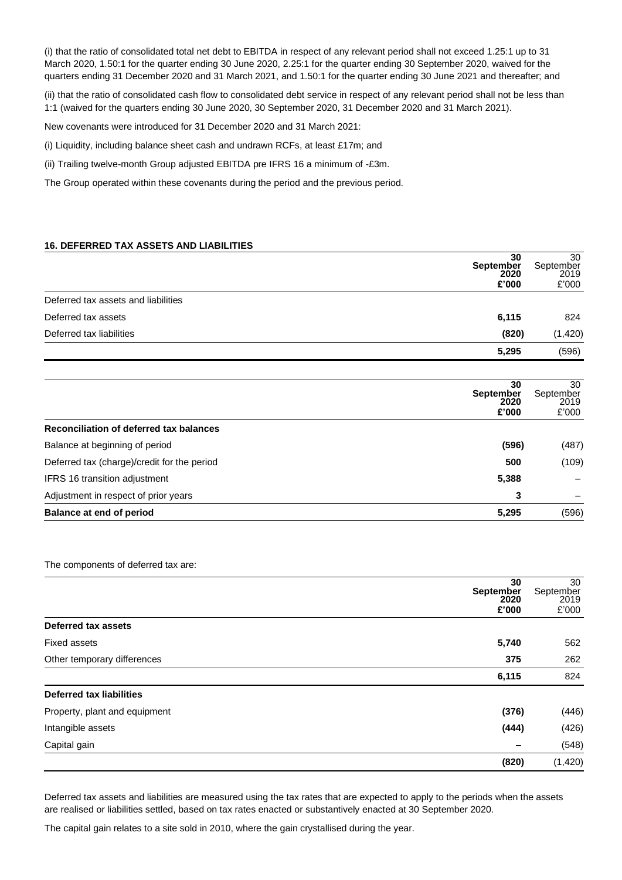(i) that the ratio of consolidated total net debt to EBITDA in respect of any relevant period shall not exceed 1.25:1 up to 31 March 2020, 1.50:1 for the quarter ending 30 June 2020, 2.25:1 for the quarter ending 30 September 2020, waived for the quarters ending 31 December 2020 and 31 March 2021, and 1.50:1 for the quarter ending 30 June 2021 and thereafter; and

(ii) that the ratio of consolidated cash flow to consolidated debt service in respect of any relevant period shall not be less than 1:1 (waived for the quarters ending 30 June 2020, 30 September 2020, 31 December 2020 and 31 March 2021).

New covenants were introduced for 31 December 2020 and 31 March 2021:

(i) Liquidity, including balance sheet cash and undrawn RCFs, at least £17m; and

(ii) Trailing twelve-month Group adjusted EBITDA pre IFRS 16 a minimum of -£3m.

The Group operated within these covenants during the period and the previous period.

**16. DEFERRED TAX ASSETS AND LIABILITIES**

| | **30 September 2020 £'000** | 30 September 2019 £'000 |
|---|---|---|
| Deferred tax assets and liabilities | | |
| Deferred tax assets | **6,115** | 824 |
| Deferred tax liabilities | **(820)** | (1,420) |
| | **5,295** | (596) |

| | **30 September 2020 £'000** | 30 September 2019 £'000 |
|---|---|---|
| **Reconciliation of deferred tax balances** | | |
| Balance at beginning of period | **(596)** | (487) |
| Deferred tax (charge)/credit for the period | **500** | (109) |
| IFRS 16 transition adjustment | **5,388** | – |
| Adjustment in respect of prior years | **3** | – |
| **Balance at end of period** | **5,295** | (596) |

The components of deferred tax are:

| | **30 September 2020 £'000** | 30 September 2019 £'000 |
|---|---|---|
| **Deferred tax assets** | | |
| Fixed assets | **5,740** | 562 |
| Other temporary differences | **375** | 262 |
| | **6,115** | 824 |
| **Deferred tax liabilities** | | |
| Property, plant and equipment | **(376)** | (446) |
| Intangible assets | **(444)** | (426) |
| Capital gain | **–** | (548) |
| | **(820)** | (1,420) |

Deferred tax assets and liabilities are measured using the tax rates that are expected to apply to the periods when the assets are realised or liabilities settled, based on tax rates enacted or substantively enacted at 30 September 2020.

The capital gain relates to a site sold in 2010, where the gain crystallised during the year.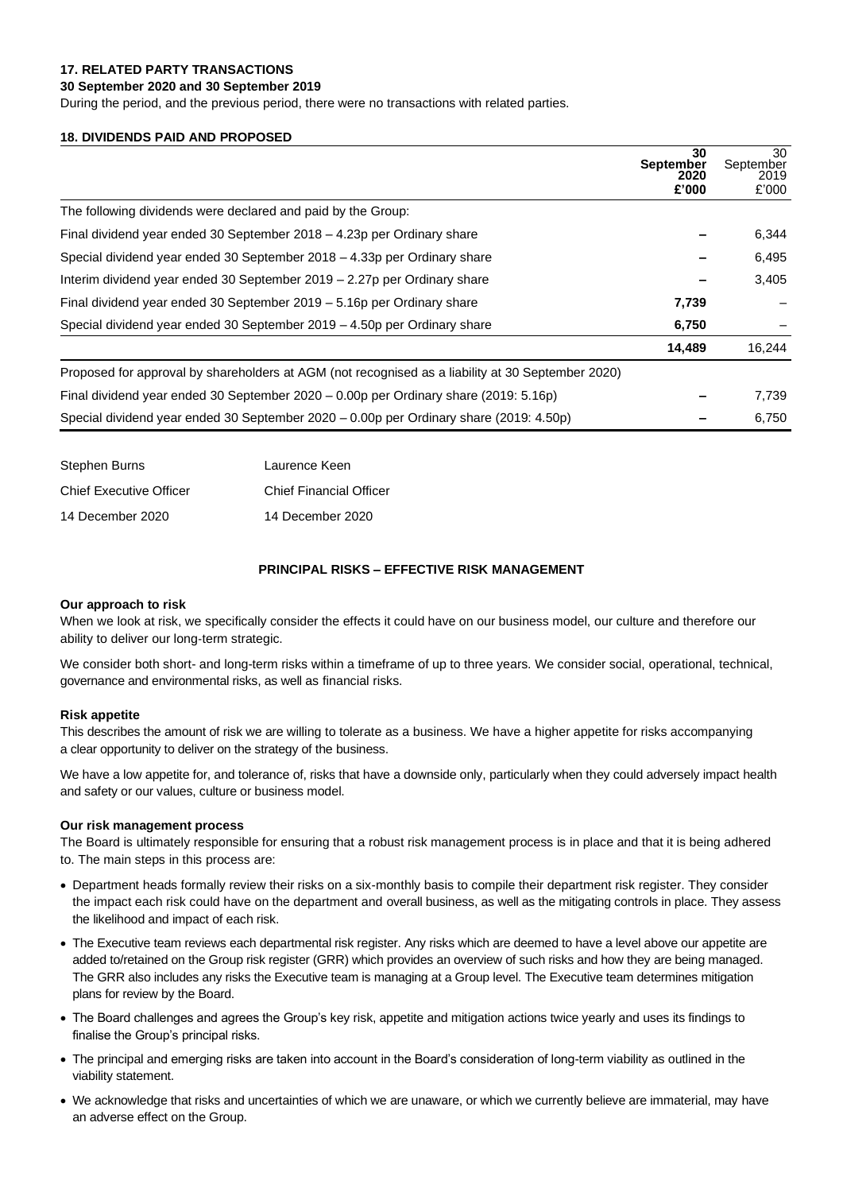## 17. RELATED PARTY TRANSACTIONS

**30 September 2020 and 30 September 2019**

During the period, and the previous period, there were no transactions with related parties.

## 18. DIVIDENDS PAID AND PROPOSED

| | **30 September 2020 £'000** | 30 September 2019 £'000 |
|---|---|---|
| The following dividends were declared and paid by the Group: | | |
| Final dividend year ended 30 September 2018 – 4.23p per Ordinary share | **–** | 6,344 |
| Special dividend year ended 30 September 2018 – 4.33p per Ordinary share | **–** | 6,495 |
| Interim dividend year ended 30 September 2019 – 2.27p per Ordinary share | **–** | 3,405 |
| Final dividend year ended 30 September 2019 – 5.16p per Ordinary share | **7,739** | – |
| Special dividend year ended 30 September 2019 – 4.50p per Ordinary share | **6,750** | – |
| | **14,489** | 16,244 |
| Proposed for approval by shareholders at AGM (not recognised as a liability at 30 September 2020) | | |
| Final dividend year ended 30 September 2020 – 0.00p per Ordinary share (2019: 5.16p) | **–** | 7,739 |
| Special dividend year ended 30 September 2020 – 0.00p per Ordinary share (2019: 4.50p) | **–** | 6,750 |

| | |
|---|---|
| Stephen Burns | Laurence Keen |
| Chief Executive Officer | Chief Financial Officer |
| 14 December 2020 | 14 December 2020 |

## PRINCIPAL RISKS – EFFECTIVE RISK MANAGEMENT

**Our approach to risk**

When we look at risk, we specifically consider the effects it could have on our business model, our culture and therefore our ability to deliver our long-term strategic.

We consider both short- and long-term risks within a timeframe of up to three years. We consider social, operational, technical, governance and environmental risks, as well as financial risks.

**Risk appetite**

This describes the amount of risk we are willing to tolerate as a business. We have a higher appetite for risks accompanying a clear opportunity to deliver on the strategy of the business.

We have a low appetite for, and tolerance of, risks that have a downside only, particularly when they could adversely impact health and safety or our values, culture or business model.

**Our risk management process**

The Board is ultimately responsible for ensuring that a robust risk management process is in place and that it is being adhered to. The main steps in this process are:

- Department heads formally review their risks on a six-monthly basis to compile their department risk register. They consider the impact each risk could have on the department and overall business, as well as the mitigating controls in place. They assess the likelihood and impact of each risk.
- The Executive team reviews each departmental risk register. Any risks which are deemed to have a level above our appetite are added to/retained on the Group risk register (GRR) which provides an overview of such risks and how they are being managed. The GRR also includes any risks the Executive team is managing at a Group level. The Executive team determines mitigation plans for review by the Board.
- The Board challenges and agrees the Group's key risk, appetite and mitigation actions twice yearly and uses its findings to finalise the Group's principal risks.
- The principal and emerging risks are taken into account in the Board's consideration of long-term viability as outlined in the viability statement.
- We acknowledge that risks and uncertainties of which we are unaware, or which we currently believe are immaterial, may have an adverse effect on the Group.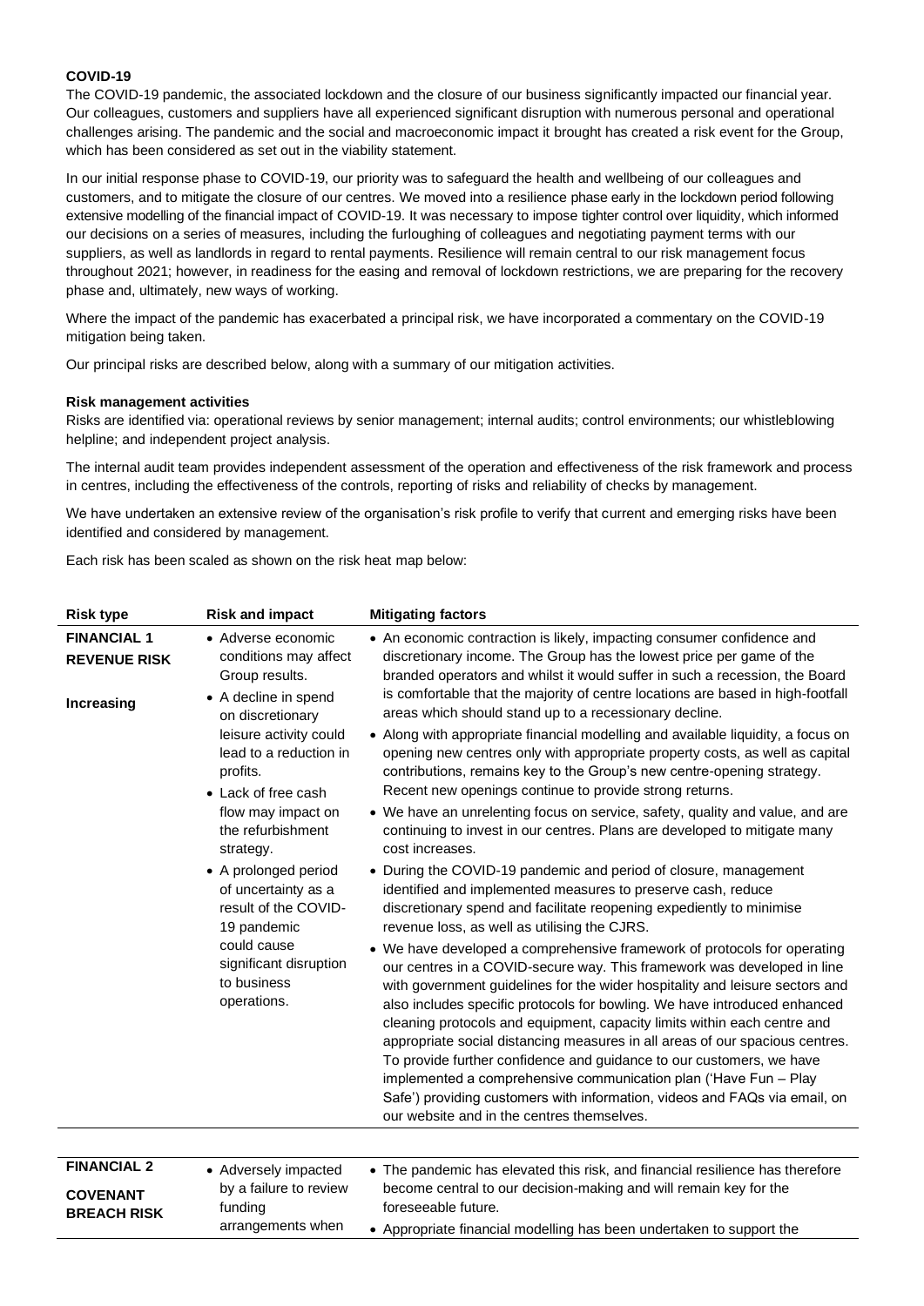**COVID-19**

The COVID-19 pandemic, the associated lockdown and the closure of our business significantly impacted our financial year. Our colleagues, customers and suppliers have all experienced significant disruption with numerous personal and operational challenges arising. The pandemic and the social and macroeconomic impact it brought has created a risk event for the Group, which has been considered as set out in the viability statement.

In our initial response phase to COVID-19, our priority was to safeguard the health and wellbeing of our colleagues and customers, and to mitigate the closure of our centres. We moved into a resilience phase early in the lockdown period following extensive modelling of the financial impact of COVID-19. It was necessary to impose tighter control over liquidity, which informed our decisions on a series of measures, including the furloughing of colleagues and negotiating payment terms with our suppliers, as well as landlords in regard to rental payments. Resilience will remain central to our risk management focus throughout 2021; however, in readiness for the easing and removal of lockdown restrictions, we are preparing for the recovery phase and, ultimately, new ways of working.

Where the impact of the pandemic has exacerbated a principal risk, we have incorporated a commentary on the COVID-19 mitigation being taken.

Our principal risks are described below, along with a summary of our mitigation activities.

**Risk management activities**

Risks are identified via: operational reviews by senior management; internal audits; control environments; our whistleblowing helpline; and independent project analysis.

The internal audit team provides independent assessment of the operation and effectiveness of the risk framework and process in centres, including the effectiveness of the controls, reporting of risks and reliability of checks by management.

We have undertaken an extensive review of the organisation's risk profile to verify that current and emerging risks have been identified and considered by management.

Each risk has been scaled as shown on the risk heat map below:

| Risk type | Risk and impact | Mitigating factors |
|---|---|---|
| **FINANCIAL 1 REVENUE RISK**<br><br>**Increasing** | • Adverse economic conditions may affect Group results.<br>• A decline in spend on discretionary leisure activity could lead to a reduction in profits.<br>• Lack of free cash flow may impact on the refurbishment strategy.<br>• A prolonged period of uncertainty as a result of the COVID-19 pandemic could cause significant disruption to business operations. | • An economic contraction is likely, impacting consumer confidence and discretionary income. The Group has the lowest price per game of the branded operators and whilst it would suffer in such a recession, the Board is comfortable that the majority of centre locations are based in high-footfall areas which should stand up to a recessionary decline.<br>• Along with appropriate financial modelling and available liquidity, a focus on opening new centres only with appropriate property costs, as well as capital contributions, remains key to the Group's new centre-opening strategy. Recent new openings continue to provide strong returns.<br>• We have an unrelenting focus on service, safety, quality and value, and are continuing to invest in our centres. Plans are developed to mitigate many cost increases.<br>• During the COVID-19 pandemic and period of closure, management identified and implemented measures to preserve cash, reduce discretionary spend and facilitate reopening expediently to minimise revenue loss, as well as utilising the CJRS.<br>• We have developed a comprehensive framework of protocols for operating our centres in a COVID-secure way. This framework was developed in line with government guidelines for the wider hospitality and leisure sectors and also includes specific protocols for bowling. We have introduced enhanced cleaning protocols and equipment, capacity limits within each centre and appropriate social distancing measures in all areas of our spacious centres. To provide further confidence and guidance to our customers, we have implemented a comprehensive communication plan ('Have Fun – Play Safe') providing customers with information, videos and FAQs via email, on our website and in the centres themselves. |
| **FINANCIAL 2**<br><br>**COVENANT BREACH RISK** | • Adversely impacted by a failure to review funding arrangements when | • The pandemic has elevated this risk, and financial resilience has therefore become central to our decision-making and will remain key for the foreseeable future.<br>• Appropriate financial modelling has been undertaken to support the |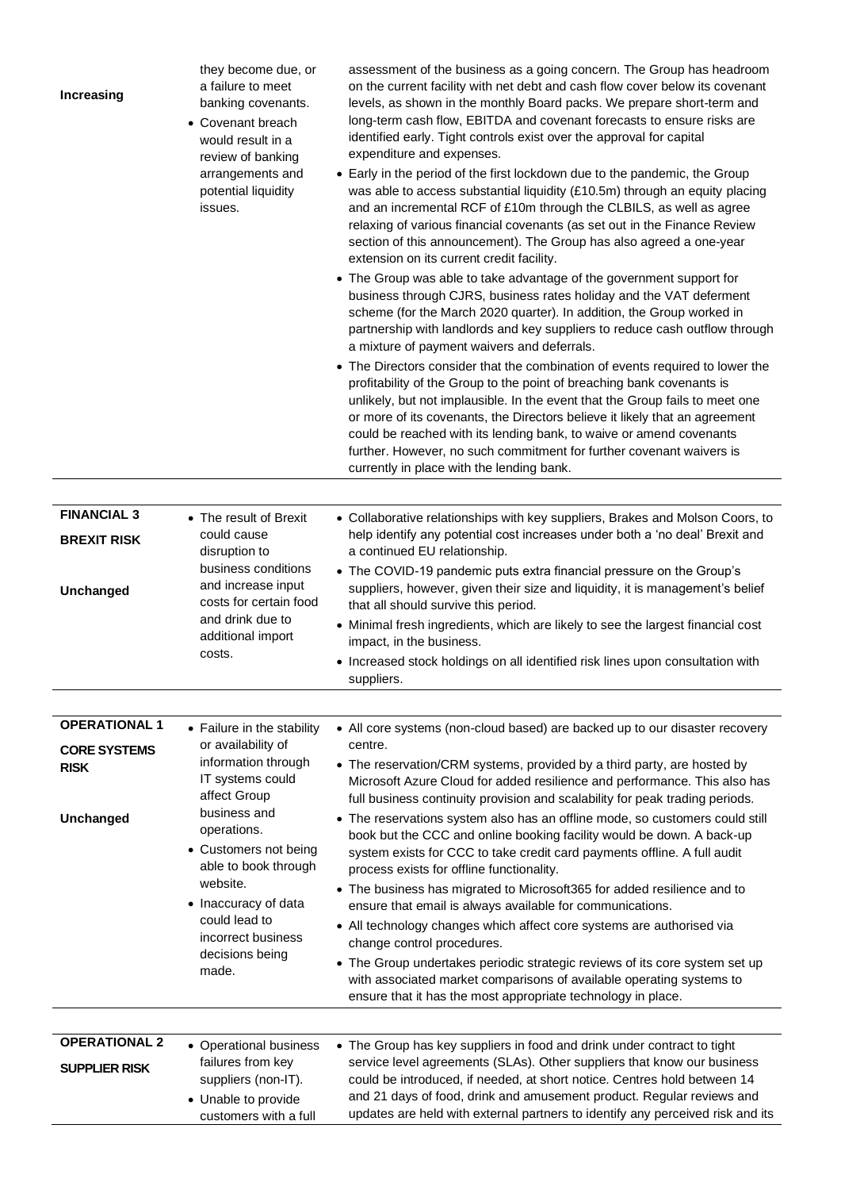| | | |
|---|---|---|
| **Increasing** | they become due, or a failure to meet banking covenants.<br>• Covenant breach would result in a review of banking arrangements and potential liquidity issues. | assessment of the business as a going concern. The Group has headroom on the current facility with net debt and cash flow cover below its covenant levels, as shown in the monthly Board packs. We prepare short-term and long-term cash flow, EBITDA and covenant forecasts to ensure risks are identified early. Tight controls exist over the approval for capital expenditure and expenses.<br>• Early in the period of the first lockdown due to the pandemic, the Group was able to access substantial liquidity (£10.5m) through an equity placing and an incremental RCF of £10m through the CLBILS, as well as agree relaxing of various financial covenants (as set out in the Finance Review section of this announcement). The Group has also agreed a one-year extension on its current credit facility.<br>• The Group was able to take advantage of the government support for business through CJRS, business rates holiday and the VAT deferment scheme (for the March 2020 quarter). In addition, the Group worked in partnership with landlords and key suppliers to reduce cash outflow through a mixture of payment waivers and deferrals.<br>• The Directors consider that the combination of events required to lower the profitability of the Group to the point of breaching bank covenants is unlikely, but not implausible. In the event that the Group fails to meet one or more of its covenants, the Directors believe it likely that an agreement could be reached with its lending bank, to waive or amend covenants further. However, no such commitment for further covenant waivers is currently in place with the lending bank. |
| **FINANCIAL 3**<br>**BREXIT RISK**<br><br>**Unchanged** | • The result of Brexit could cause disruption to business conditions and increase input costs for certain food and drink due to additional import costs. | • Collaborative relationships with key suppliers, Brakes and Molson Coors, to help identify any potential cost increases under both a 'no deal' Brexit and a continued EU relationship.<br>• The COVID-19 pandemic puts extra financial pressure on the Group's suppliers, however, given their size and liquidity, it is management's belief that all should survive this period.<br>• Minimal fresh ingredients, which are likely to see the largest financial cost impact, in the business.<br>• Increased stock holdings on all identified risk lines upon consultation with suppliers. |
| **OPERATIONAL 1**<br>**CORE SYSTEMS RISK**<br><br>**Unchanged** | • Failure in the stability or availability of information through IT systems could affect Group business and operations.<br>• Customers not being able to book through website.<br>• Inaccuracy of data could lead to incorrect business decisions being made. | • All core systems (non-cloud based) are backed up to our disaster recovery centre.<br>• The reservation/CRM systems, provided by a third party, are hosted by Microsoft Azure Cloud for added resilience and performance. This also has full business continuity provision and scalability for peak trading periods.<br>• The reservations system also has an offline mode, so customers could still book but the CCC and online booking facility would be down. A back-up system exists for CCC to take credit card payments offline. A full audit process exists for offline functionality.<br>• The business has migrated to Microsoft365 for added resilience and to ensure that email is always available for communications.<br>• All technology changes which affect core systems are authorised via change control procedures.<br>• The Group undertakes periodic strategic reviews of its core system set up with associated market comparisons of available operating systems to ensure that it has the most appropriate technology in place. |
| **OPERATIONAL 2**<br>**SUPPLIER RISK** | • Operational business failures from key suppliers (non-IT).<br>• Unable to provide customers with a full | • The Group has key suppliers in food and drink under contract to tight service level agreements (SLAs). Other suppliers that know our business could be introduced, if needed, at short notice. Centres hold between 14 and 21 days of food, drink and amusement product. Regular reviews and updates are held with external partners to identify any perceived risk and its |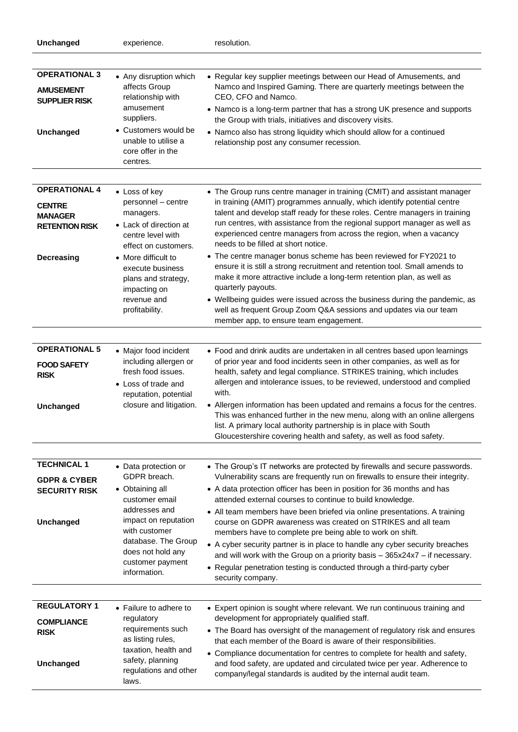| | | |
|---|---|---|
| **Unchanged** | experience. | resolution. |
| **OPERATIONAL 3**<br><br>**AMUSEMENT SUPPLIER RISK**<br><br>**Unchanged** | • Any disruption which affects Group relationship with amusement suppliers.<br>• Customers would be unable to utilise a core offer in the centres. | • Regular key supplier meetings between our Head of Amusements, and Namco and Inspired Gaming. There are quarterly meetings between the CEO, CFO and Namco.<br>• Namco is a long-term partner that has a strong UK presence and supports the Group with trials, initiatives and discovery visits.<br>• Namco also has strong liquidity which should allow for a continued relationship post any consumer recession. |
| **OPERATIONAL 4**<br><br>**CENTRE MANAGER RETENTION RISK**<br><br>**Decreasing** | • Loss of key personnel – centre managers.<br>• Lack of direction at centre level with effect on customers.<br>• More difficult to execute business plans and strategy, impacting on revenue and profitability. | • The Group runs centre manager in training (CMIT) and assistant manager in training (AMIT) programmes annually, which identify potential centre talent and develop staff ready for these roles. Centre managers in training run centres, with assistance from the regional support manager as well as experienced centre managers from across the region, when a vacancy needs to be filled at short notice.<br>• The centre manager bonus scheme has been reviewed for FY2021 to ensure it is still a strong recruitment and retention tool. Small amends to make it more attractive include a long-term retention plan, as well as quarterly payouts.<br>• Wellbeing guides were issued across the business during the pandemic, as well as frequent Group Zoom Q&A sessions and updates via our team member app, to ensure team engagement. |
| **OPERATIONAL 5**<br><br>**FOOD SAFETY RISK**<br><br>**Unchanged** | • Major food incident including allergen or fresh food issues.<br>• Loss of trade and reputation, potential closure and litigation. | • Food and drink audits are undertaken in all centres based upon learnings of prior year and food incidents seen in other companies, as well as for health, safety and legal compliance. STRIKES training, which includes allergen and intolerance issues, to be reviewed, understood and complied with.<br>• Allergen information has been updated and remains a focus for the centres. This was enhanced further in the new menu, along with an online allergens list. A primary local authority partnership is in place with South Gloucestershire covering health and safety, as well as food safety. |
| **TECHNICAL 1**<br><br>**GDPR & CYBER SECURITY RISK**<br><br>**Unchanged** | • Data protection or GDPR breach.<br>• Obtaining all customer email addresses and impact on reputation with customer database. The Group does not hold any customer payment information. | • The Group's IT networks are protected by firewalls and secure passwords. Vulnerability scans are frequently run on firewalls to ensure their integrity.<br>• A data protection officer has been in position for 36 months and has attended external courses to continue to build knowledge.<br>• All team members have been briefed via online presentations. A training course on GDPR awareness was created on STRIKES and all team members have to complete pre being able to work on shift.<br>• A cyber security partner is in place to handle any cyber security breaches and will work with the Group on a priority basis – 365x24x7 – if necessary.<br>• Regular penetration testing is conducted through a third-party cyber security company. |
| **REGULATORY 1**<br><br>**COMPLIANCE RISK**<br><br>**Unchanged** | • Failure to adhere to regulatory requirements such as listing rules, taxation, health and safety, planning regulations and other laws. | • Expert opinion is sought where relevant. We run continuous training and development for appropriately qualified staff.<br>• The Board has oversight of the management of regulatory risk and ensures that each member of the Board is aware of their responsibilities.<br>• Compliance documentation for centres to complete for health and safety, and food safety, are updated and circulated twice per year. Adherence to company/legal standards is audited by the internal audit team. |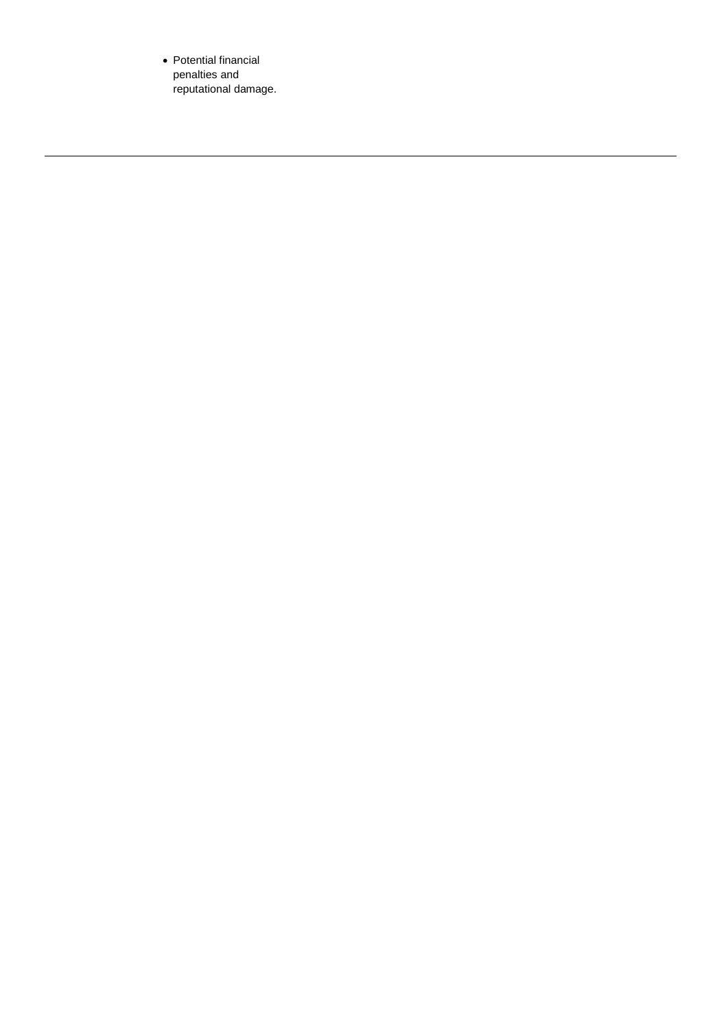- Potential financial penalties and reputational damage.

---